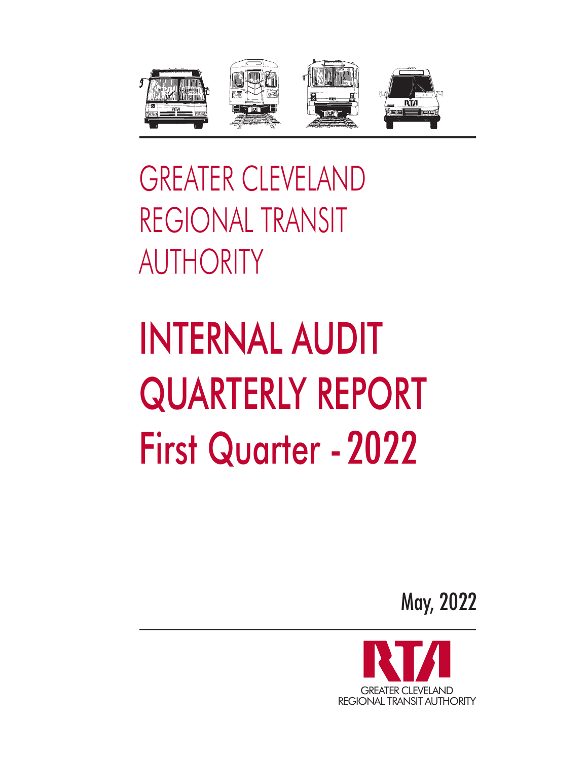# GREATER CLEVELAND REGIONAL TRANSIT AUTHORITY

# INTERNAL AUDIT QUARTERLY REPORT

# First Quarter - 2022

May, 2022

RTA

GREATER CLEVELAND REGIONAL TRANSIT AUTHORITY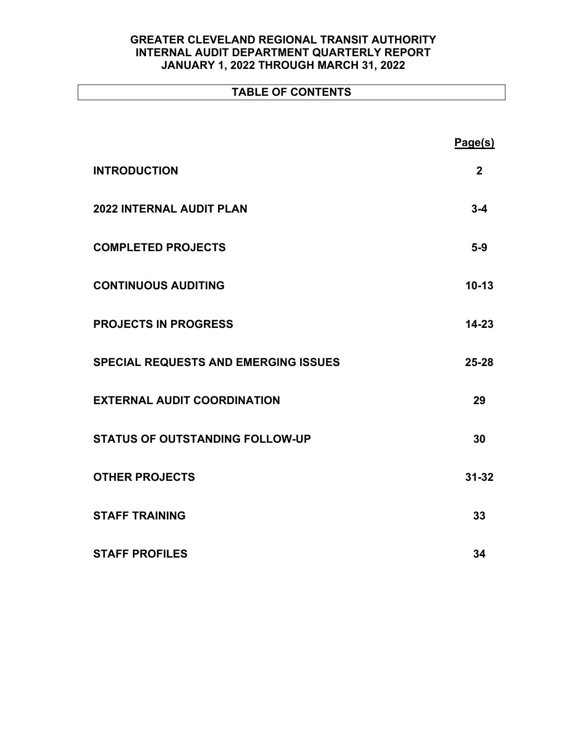# GREATER CLEVELAND REGIONAL TRANSIT AUTHORITY
# INTERNAL AUDIT DEPARTMENT QUARTERLY REPORT
# JANUARY 1, 2022 THROUGH MARCH 31, 2022

## TABLE OF CONTENTS

| | Page(s) |
|---|---|
| **INTRODUCTION** | **2** |
| **2022 INTERNAL AUDIT PLAN** | **3-4** |
| **COMPLETED PROJECTS** | **5-9** |
| **CONTINUOUS AUDITING** | **10-13** |
| **PROJECTS IN PROGRESS** | **14-23** |
| **SPECIAL REQUESTS AND EMERGING ISSUES** | **25-28** |
| **EXTERNAL AUDIT COORDINATION** | **29** |
| **STATUS OF OUTSTANDING FOLLOW-UP** | **30** |
| **OTHER PROJECTS** | **31-32** |
| **STAFF TRAINING** | **33** |
| **STAFF PROFILES** | **34** |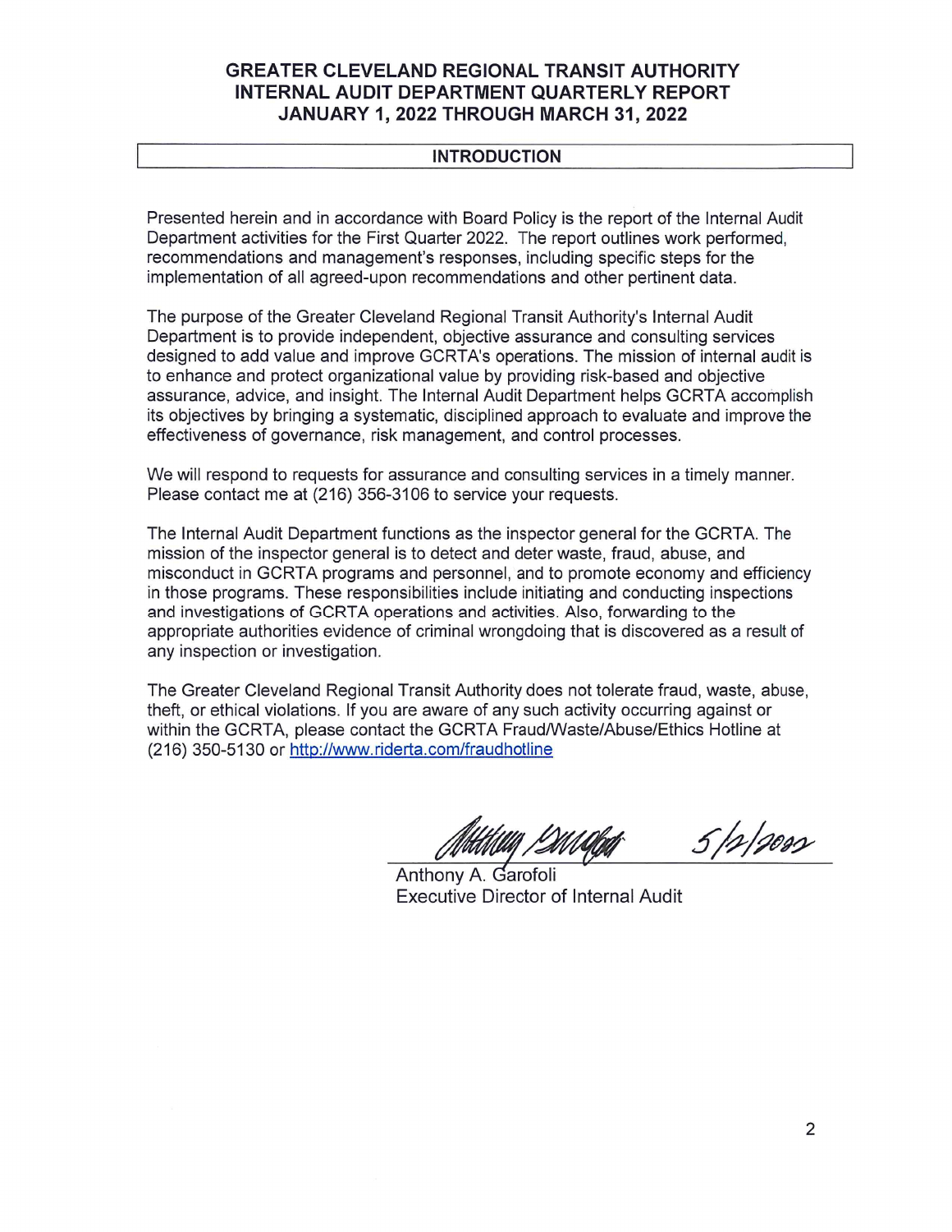# GREATER CLEVELAND REGIONAL TRANSIT AUTHORITY INTERNAL AUDIT DEPARTMENT QUARTERLY REPORT JANUARY 1, 2022 THROUGH MARCH 31, 2022

## INTRODUCTION

Presented herein and in accordance with Board Policy is the report of the Internal Audit Department activities for the First Quarter 2022. The report outlines work performed, recommendations and management's responses, including specific steps for the implementation of all agreed-upon recommendations and other pertinent data.

The purpose of the Greater Cleveland Regional Transit Authority's Internal Audit Department is to provide independent, objective assurance and consulting services designed to add value and improve GCRTA's operations. The mission of internal audit is to enhance and protect organizational value by providing risk-based and objective assurance, advice, and insight. The Internal Audit Department helps GCRTA accomplish its objectives by bringing a systematic, disciplined approach to evaluate and improve the effectiveness of governance, risk management, and control processes.

We will respond to requests for assurance and consulting services in a timely manner. Please contact me at (216) 356-3106 to service your requests.

The Internal Audit Department functions as the inspector general for the GCRTA. The mission of the inspector general is to detect and deter waste, fraud, abuse, and misconduct in GCRTA programs and personnel, and to promote economy and efficiency in those programs. These responsibilities include initiating and conducting inspections and investigations of GCRTA operations and activities. Also, forwarding to the appropriate authorities evidence of criminal wrongdoing that is discovered as a result of any inspection or investigation.

The Greater Cleveland Regional Transit Authority does not tolerate fraud, waste, abuse, theft, or ethical violations. If you are aware of any such activity occurring against or within the GCRTA, please contact the GCRTA Fraud/Waste/Abuse/Ethics Hotline at (216) 350-5130 or http://www.riderta.com/fraudhotline

5/2/2022

Anthony A. Garofoli
Executive Director of Internal Audit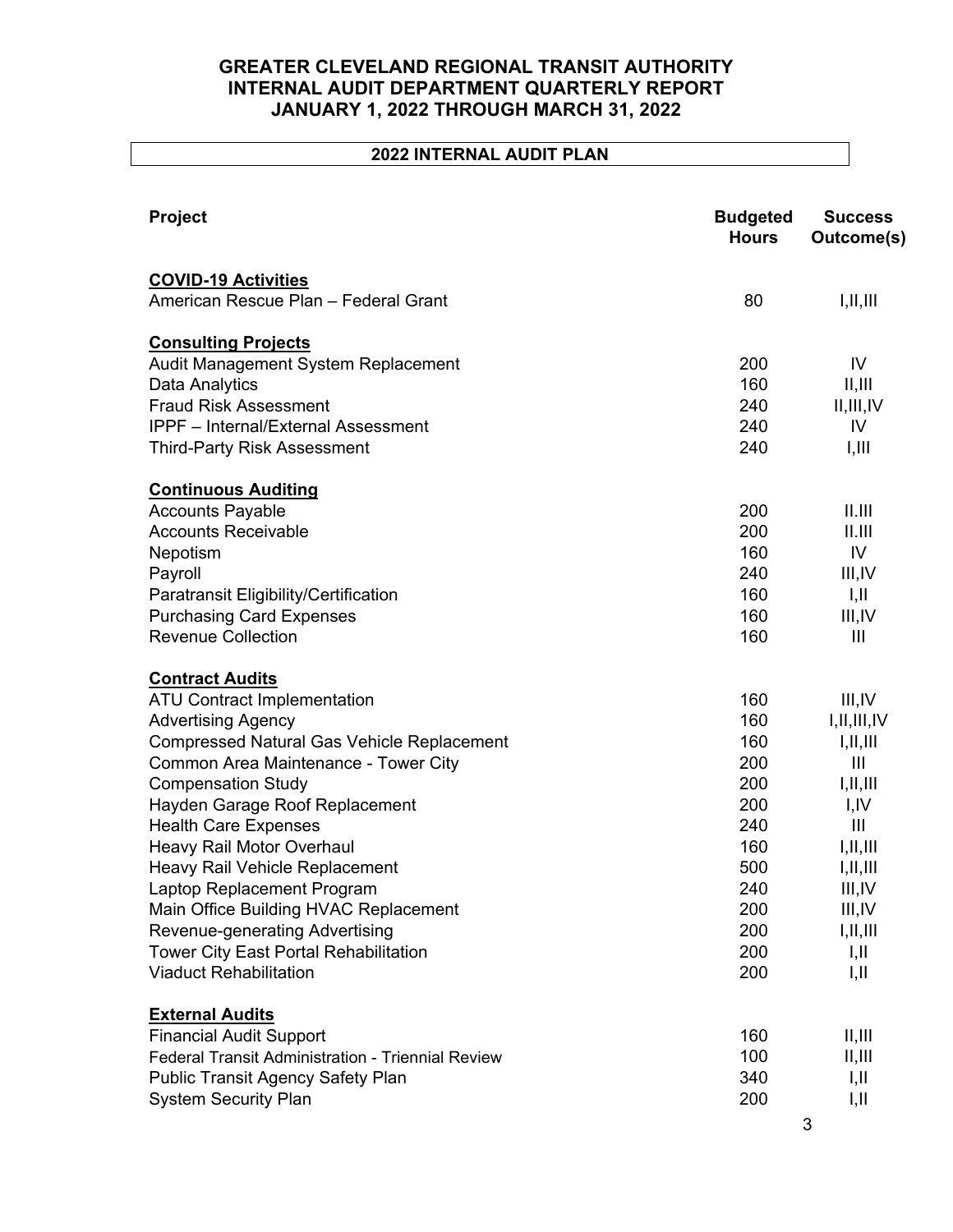# GREATER CLEVELAND REGIONAL TRANSIT AUTHORITY
# INTERNAL AUDIT DEPARTMENT QUARTERLY REPORT
# JANUARY 1, 2022 THROUGH MARCH 31, 2022

## 2022 INTERNAL AUDIT PLAN

| Project | Budgeted Hours | Success Outcome(s) |
|---|---|---|
| **COVID-19 Activities** | | |
| American Rescue Plan – Federal Grant | 80 | I,II,III |
| **Consulting Projects** | | |
| Audit Management System Replacement | 200 | IV |
| Data Analytics | 160 | II,III |
| Fraud Risk Assessment | 240 | II,III,IV |
| IPPF – Internal/External Assessment | 240 | IV |
| Third-Party Risk Assessment | 240 | I,III |
| **Continuous Auditing** | | |
| Accounts Payable | 200 | II.III |
| Accounts Receivable | 200 | II.III |
| Nepotism | 160 | IV |
| Payroll | 240 | III,IV |
| Paratransit Eligibility/Certification | 160 | I,II |
| Purchasing Card Expenses | 160 | III,IV |
| Revenue Collection | 160 | III |
| **Contract Audits** | | |
| ATU Contract Implementation | 160 | III,IV |
| Advertising Agency | 160 | I,II,III,IV |
| Compressed Natural Gas Vehicle Replacement | 160 | I,II,III |
| Common Area Maintenance - Tower City | 200 | III |
| Compensation Study | 200 | I,II,III |
| Hayden Garage Roof Replacement | 200 | I,IV |
| Health Care Expenses | 240 | III |
| Heavy Rail Motor Overhaul | 160 | I,II,III |
| Heavy Rail Vehicle Replacement | 500 | I,II,III |
| Laptop Replacement Program | 240 | III,IV |
| Main Office Building HVAC Replacement | 200 | III,IV |
| Revenue-generating Advertising | 200 | I,II,III |
| Tower City East Portal Rehabilitation | 200 | I,II |
| Viaduct Rehabilitation | 200 | I,II |
| **External Audits** | | |
| Financial Audit Support | 160 | II,III |
| Federal Transit Administration - Triennial Review | 100 | II,III |
| Public Transit Agency Safety Plan | 340 | I,II |
| System Security Plan | 200 | I,II |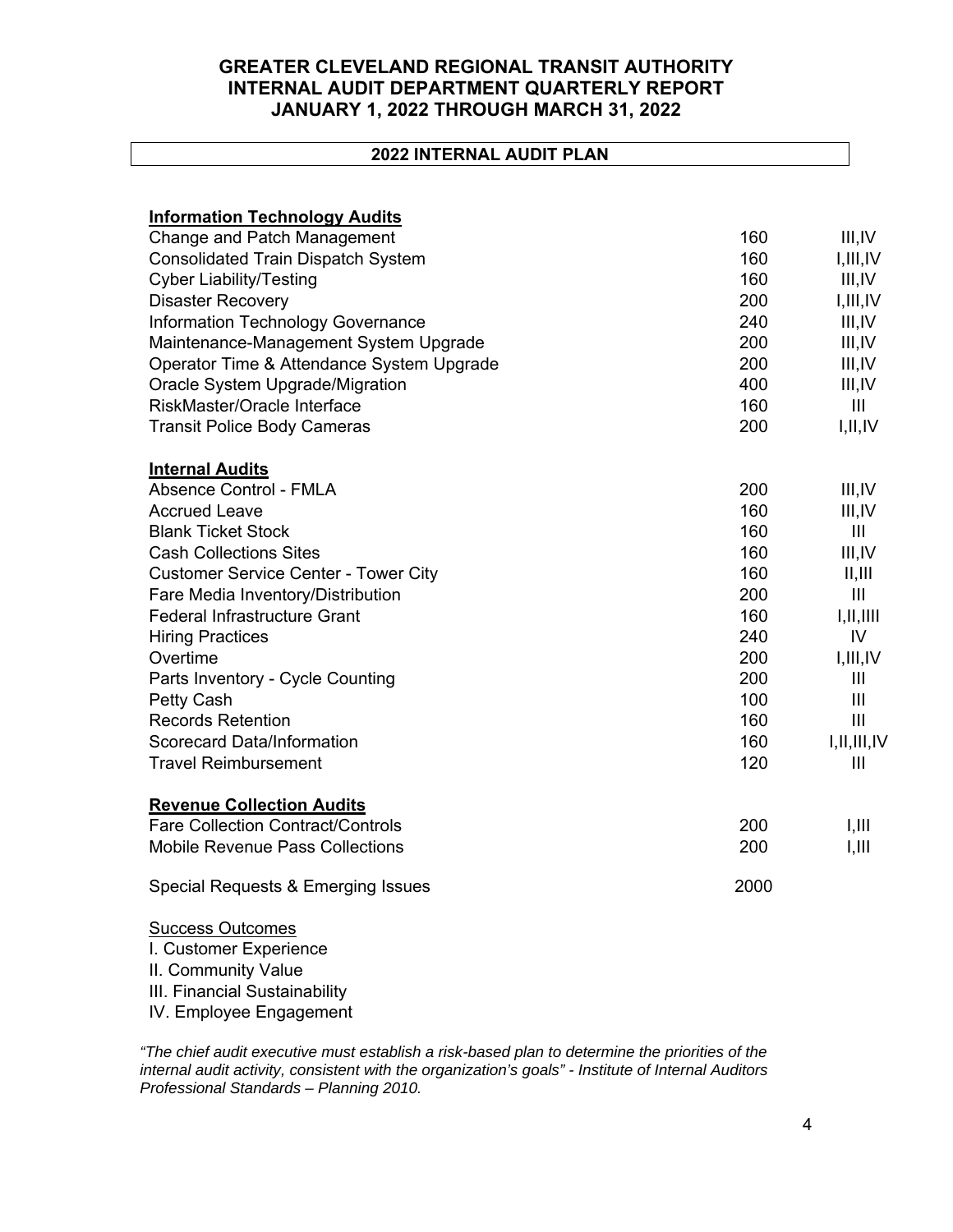# GREATER CLEVELAND REGIONAL TRANSIT AUTHORITY
# INTERNAL AUDIT DEPARTMENT QUARTERLY REPORT
# JANUARY 1, 2022 THROUGH MARCH 31, 2022

## 2022 INTERNAL AUDIT PLAN

| | | |
|---|---|---|
| **Information Technology Audits** | | |
| Change and Patch Management | 160 | III,IV |
| Consolidated Train Dispatch System | 160 | I,III,IV |
| Cyber Liability/Testing | 160 | III,IV |
| Disaster Recovery | 200 | I,III,IV |
| Information Technology Governance | 240 | III,IV |
| Maintenance-Management System Upgrade | 200 | III,IV |
| Operator Time & Attendance System Upgrade | 200 | III,IV |
| Oracle System Upgrade/Migration | 400 | III,IV |
| RiskMaster/Oracle Interface | 160 | III |
| Transit Police Body Cameras | 200 | I,II,IV |
| **Internal Audits** | | |
| Absence Control - FMLA | 200 | III,IV |
| Accrued Leave | 160 | III,IV |
| Blank Ticket Stock | 160 | III |
| Cash Collections Sites | 160 | III,IV |
| Customer Service Center - Tower City | 160 | II,III |
| Fare Media Inventory/Distribution | 200 | III |
| Federal Infrastructure Grant | 160 | I,II,IIII |
| Hiring Practices | 240 | IV |
| Overtime | 200 | I,III,IV |
| Parts Inventory - Cycle Counting | 200 | III |
| Petty Cash | 100 | III |
| Records Retention | 160 | III |
| Scorecard Data/Information | 160 | I,II,III,IV |
| Travel Reimbursement | 120 | III |
| **Revenue Collection Audits** | | |
| Fare Collection Contract/Controls | 200 | I,III |
| Mobile Revenue Pass Collections | 200 | I,III |
| Special Requests & Emerging Issues | 2000 | |

Success Outcomes

I. Customer Experience
II. Community Value
III. Financial Sustainability
IV. Employee Engagement

*"The chief audit executive must establish a risk-based plan to determine the priorities of the internal audit activity, consistent with the organization's goals" - Institute of Internal Auditors Professional Standards – Planning 2010.*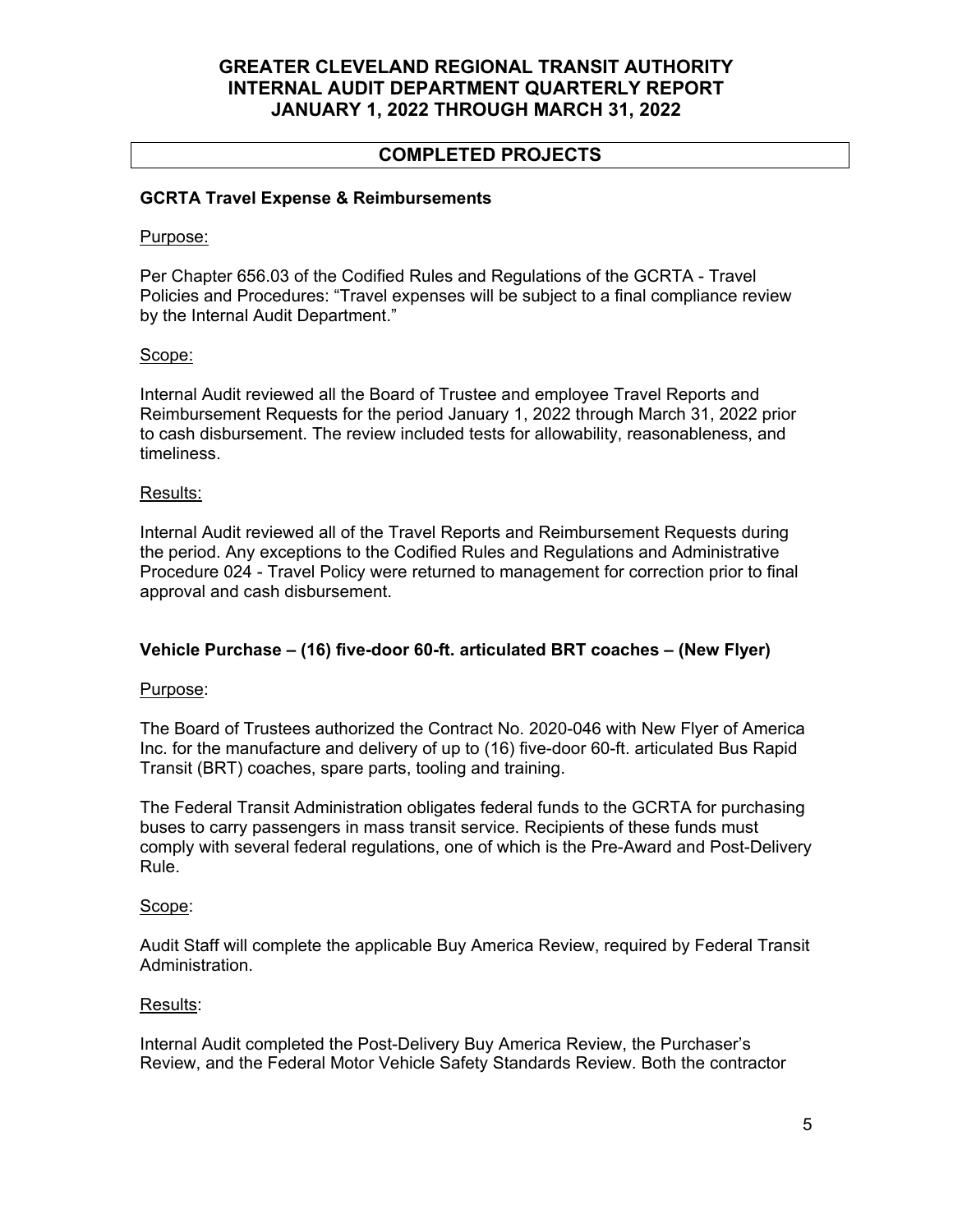# GREATER CLEVELAND REGIONAL TRANSIT AUTHORITY
# INTERNAL AUDIT DEPARTMENT QUARTERLY REPORT
# JANUARY 1, 2022 THROUGH MARCH 31, 2022

## COMPLETED PROJECTS

### GCRTA Travel Expense & Reimbursements

Purpose:

Per Chapter 656.03 of the Codified Rules and Regulations of the GCRTA - Travel Policies and Procedures: "Travel expenses will be subject to a final compliance review by the Internal Audit Department."

Scope:

Internal Audit reviewed all the Board of Trustee and employee Travel Reports and Reimbursement Requests for the period January 1, 2022 through March 31, 2022 prior to cash disbursement. The review included tests for allowability, reasonableness, and timeliness.

Results:

Internal Audit reviewed all of the Travel Reports and Reimbursement Requests during the period. Any exceptions to the Codified Rules and Regulations and Administrative Procedure 024 - Travel Policy were returned to management for correction prior to final approval and cash disbursement.

### Vehicle Purchase – (16) five-door 60-ft. articulated BRT coaches – (New Flyer)

Purpose:

The Board of Trustees authorized the Contract No. 2020-046 with New Flyer of America Inc. for the manufacture and delivery of up to (16) five-door 60-ft. articulated Bus Rapid Transit (BRT) coaches, spare parts, tooling and training.

The Federal Transit Administration obligates federal funds to the GCRTA for purchasing buses to carry passengers in mass transit service. Recipients of these funds must comply with several federal regulations, one of which is the Pre-Award and Post-Delivery Rule.

Scope:

Audit Staff will complete the applicable Buy America Review, required by Federal Transit Administration.

Results:

Internal Audit completed the Post-Delivery Buy America Review, the Purchaser's Review, and the Federal Motor Vehicle Safety Standards Review. Both the contractor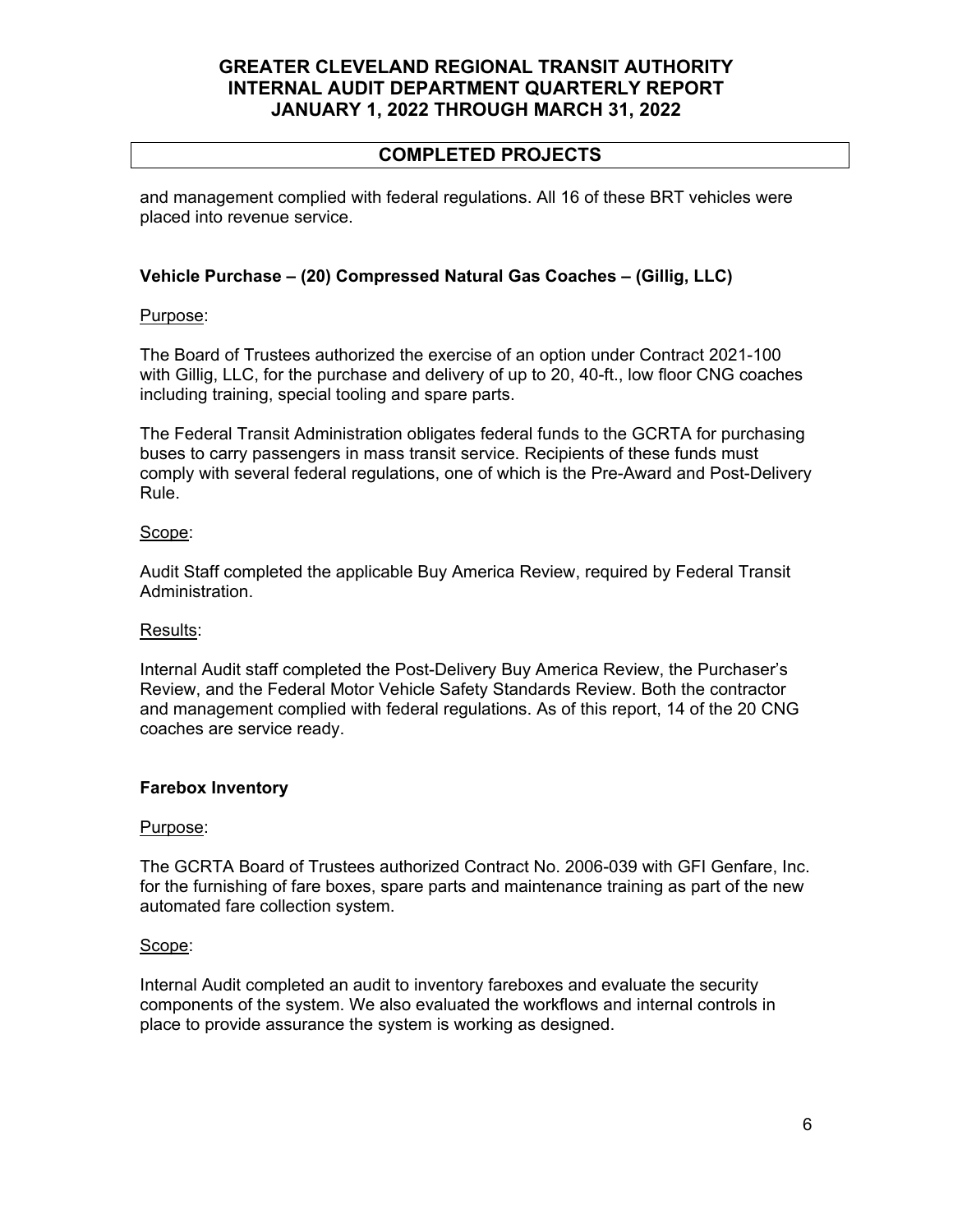## COMPLETED PROJECTS

and management complied with federal regulations. All 16 of these BRT vehicles were placed into revenue service.

### Vehicle Purchase – (20) Compressed Natural Gas Coaches – (Gillig, LLC)

Purpose:

The Board of Trustees authorized the exercise of an option under Contract 2021-100 with Gillig, LLC, for the purchase and delivery of up to 20, 40-ft., low floor CNG coaches including training, special tooling and spare parts.

The Federal Transit Administration obligates federal funds to the GCRTA for purchasing buses to carry passengers in mass transit service. Recipients of these funds must comply with several federal regulations, one of which is the Pre-Award and Post-Delivery Rule.

Scope:

Audit Staff completed the applicable Buy America Review, required by Federal Transit Administration.

Results:

Internal Audit staff completed the Post-Delivery Buy America Review, the Purchaser's Review, and the Federal Motor Vehicle Safety Standards Review. Both the contractor and management complied with federal regulations. As of this report, 14 of the 20 CNG coaches are service ready.

### Farebox Inventory

Purpose:

The GCRTA Board of Trustees authorized Contract No. 2006-039 with GFI Genfare, Inc. for the furnishing of fare boxes, spare parts and maintenance training as part of the new automated fare collection system.

Scope:

Internal Audit completed an audit to inventory fareboxes and evaluate the security components of the system. We also evaluated the workflows and internal controls in place to provide assurance the system is working as designed.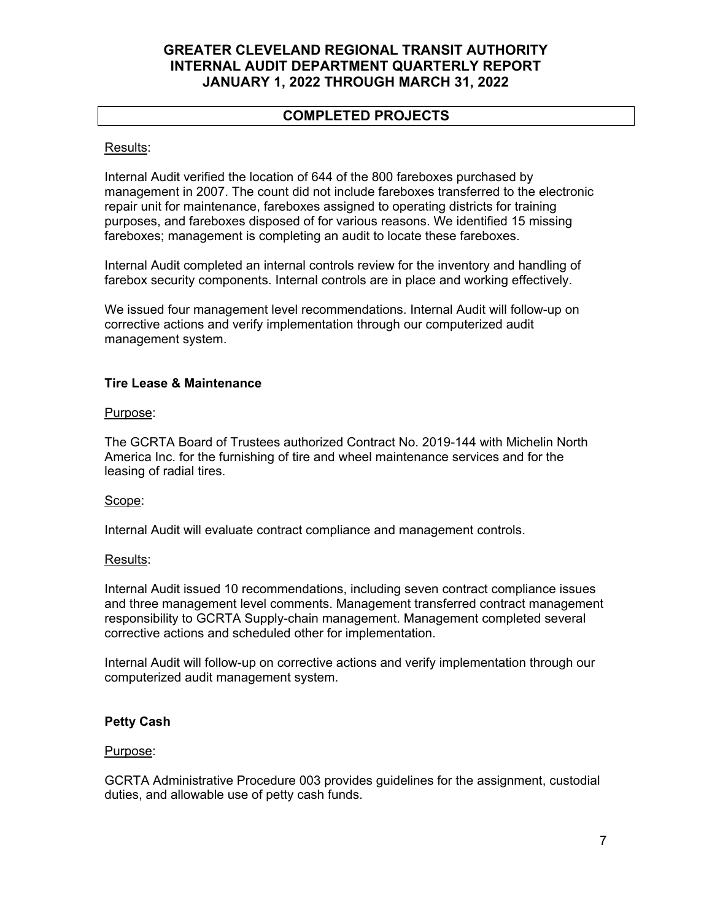## COMPLETED PROJECTS

Results:

Internal Audit verified the location of 644 of the 800 fareboxes purchased by management in 2007. The count did not include fareboxes transferred to the electronic repair unit for maintenance, fareboxes assigned to operating districts for training purposes, and fareboxes disposed of for various reasons. We identified 15 missing fareboxes; management is completing an audit to locate these fareboxes.

Internal Audit completed an internal controls review for the inventory and handling of farebox security components. Internal controls are in place and working effectively.

We issued four management level recommendations. Internal Audit will follow-up on corrective actions and verify implementation through our computerized audit management system.

### Tire Lease & Maintenance

Purpose:

The GCRTA Board of Trustees authorized Contract No. 2019-144 with Michelin North America Inc. for the furnishing of tire and wheel maintenance services and for the leasing of radial tires.

Scope:

Internal Audit will evaluate contract compliance and management controls.

Results:

Internal Audit issued 10 recommendations, including seven contract compliance issues and three management level comments. Management transferred contract management responsibility to GCRTA Supply-chain management. Management completed several corrective actions and scheduled other for implementation.

Internal Audit will follow-up on corrective actions and verify implementation through our computerized audit management system.

### Petty Cash

Purpose:

GCRTA Administrative Procedure 003 provides guidelines for the assignment, custodial duties, and allowable use of petty cash funds.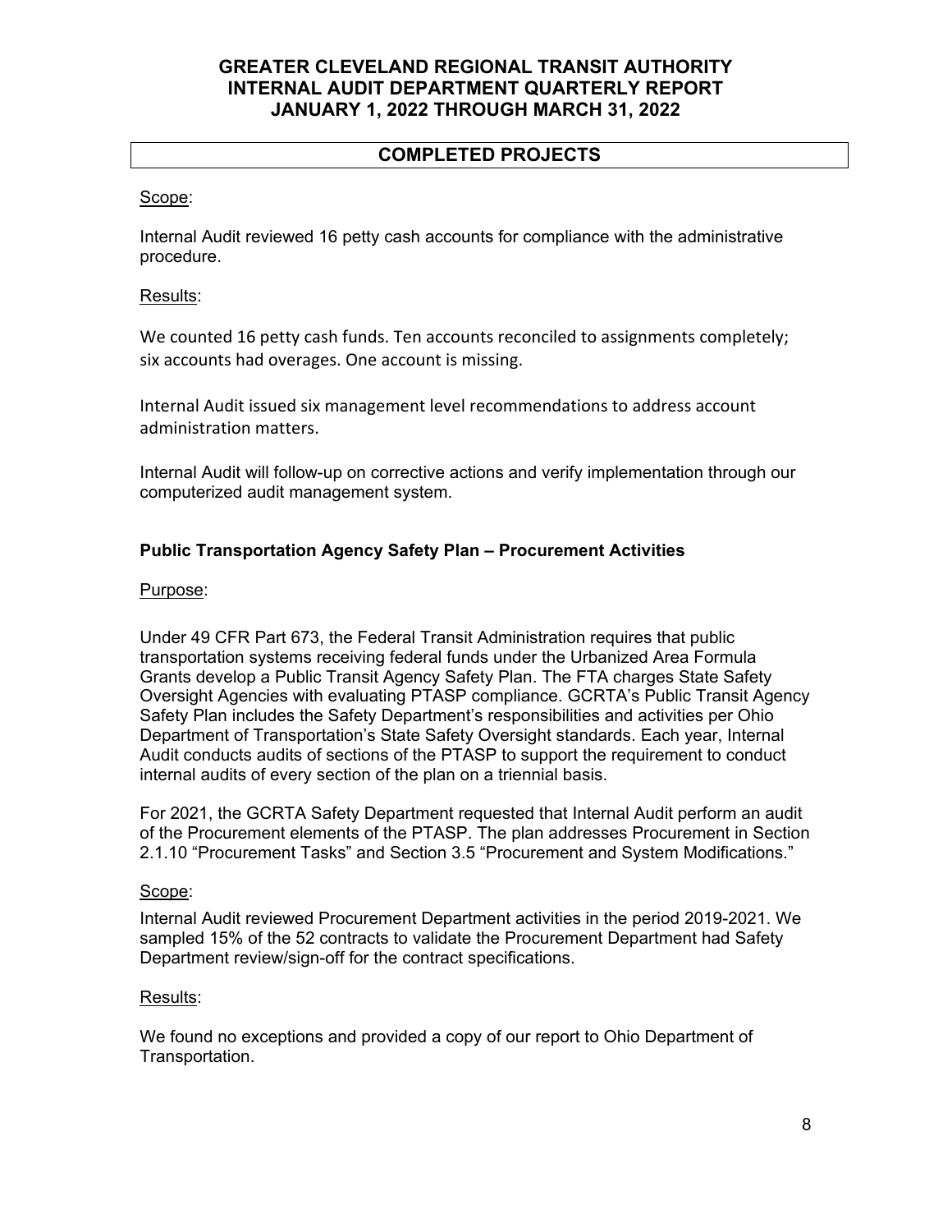## COMPLETED PROJECTS

Scope:

Internal Audit reviewed 16 petty cash accounts for compliance with the administrative procedure.

Results:

We counted 16 petty cash funds. Ten accounts reconciled to assignments completely; six accounts had overages. One account is missing.

Internal Audit issued six management level recommendations to address account administration matters.

Internal Audit will follow-up on corrective actions and verify implementation through our computerized audit management system.

### Public Transportation Agency Safety Plan – Procurement Activities

Purpose:

Under 49 CFR Part 673, the Federal Transit Administration requires that public transportation systems receiving federal funds under the Urbanized Area Formula Grants develop a Public Transit Agency Safety Plan. The FTA charges State Safety Oversight Agencies with evaluating PTASP compliance. GCRTA's Public Transit Agency Safety Plan includes the Safety Department's responsibilities and activities per Ohio Department of Transportation's State Safety Oversight standards. Each year, Internal Audit conducts audits of sections of the PTASP to support the requirement to conduct internal audits of every section of the plan on a triennial basis.

For 2021, the GCRTA Safety Department requested that Internal Audit perform an audit of the Procurement elements of the PTASP. The plan addresses Procurement in Section 2.1.10 "Procurement Tasks" and Section 3.5 "Procurement and System Modifications."

Scope:

Internal Audit reviewed Procurement Department activities in the period 2019-2021. We sampled 15% of the 52 contracts to validate the Procurement Department had Safety Department review/sign-off for the contract specifications.

Results:

We found no exceptions and provided a copy of our report to Ohio Department of Transportation.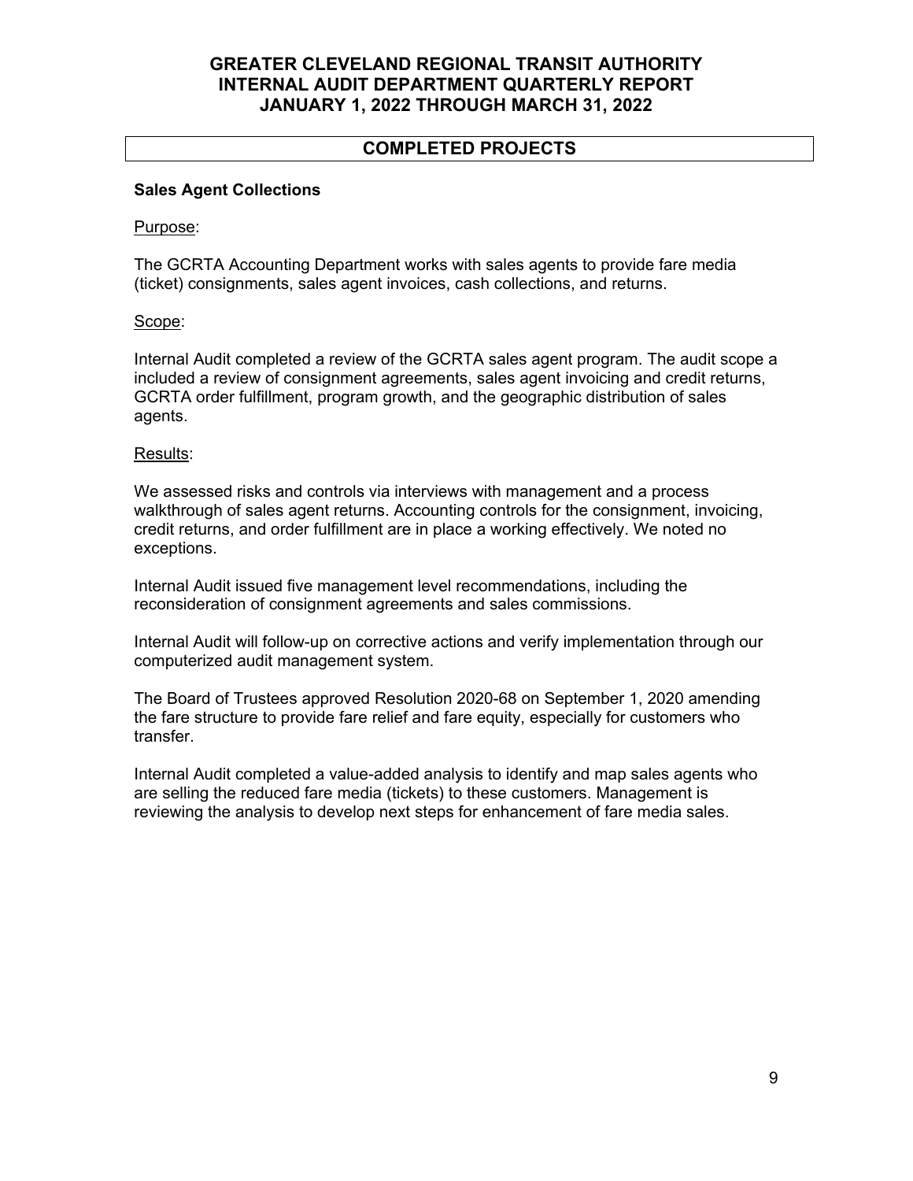# GREATER CLEVELAND REGIONAL TRANSIT AUTHORITY
# INTERNAL AUDIT DEPARTMENT QUARTERLY REPORT
# JANUARY 1, 2022 THROUGH MARCH 31, 2022

## COMPLETED PROJECTS

### Sales Agent Collections

Purpose:

The GCRTA Accounting Department works with sales agents to provide fare media (ticket) consignments, sales agent invoices, cash collections, and returns.

Scope:

Internal Audit completed a review of the GCRTA sales agent program. The audit scope a included a review of consignment agreements, sales agent invoicing and credit returns, GCRTA order fulfillment, program growth, and the geographic distribution of sales agents.

Results:

We assessed risks and controls via interviews with management and a process walkthrough of sales agent returns. Accounting controls for the consignment, invoicing, credit returns, and order fulfillment are in place a working effectively. We noted no exceptions.

Internal Audit issued five management level recommendations, including the reconsideration of consignment agreements and sales commissions.

Internal Audit will follow-up on corrective actions and verify implementation through our computerized audit management system.

The Board of Trustees approved Resolution 2020-68 on September 1, 2020 amending the fare structure to provide fare relief and fare equity, especially for customers who transfer.

Internal Audit completed a value-added analysis to identify and map sales agents who are selling the reduced fare media (tickets) to these customers. Management is reviewing the analysis to develop next steps for enhancement of fare media sales.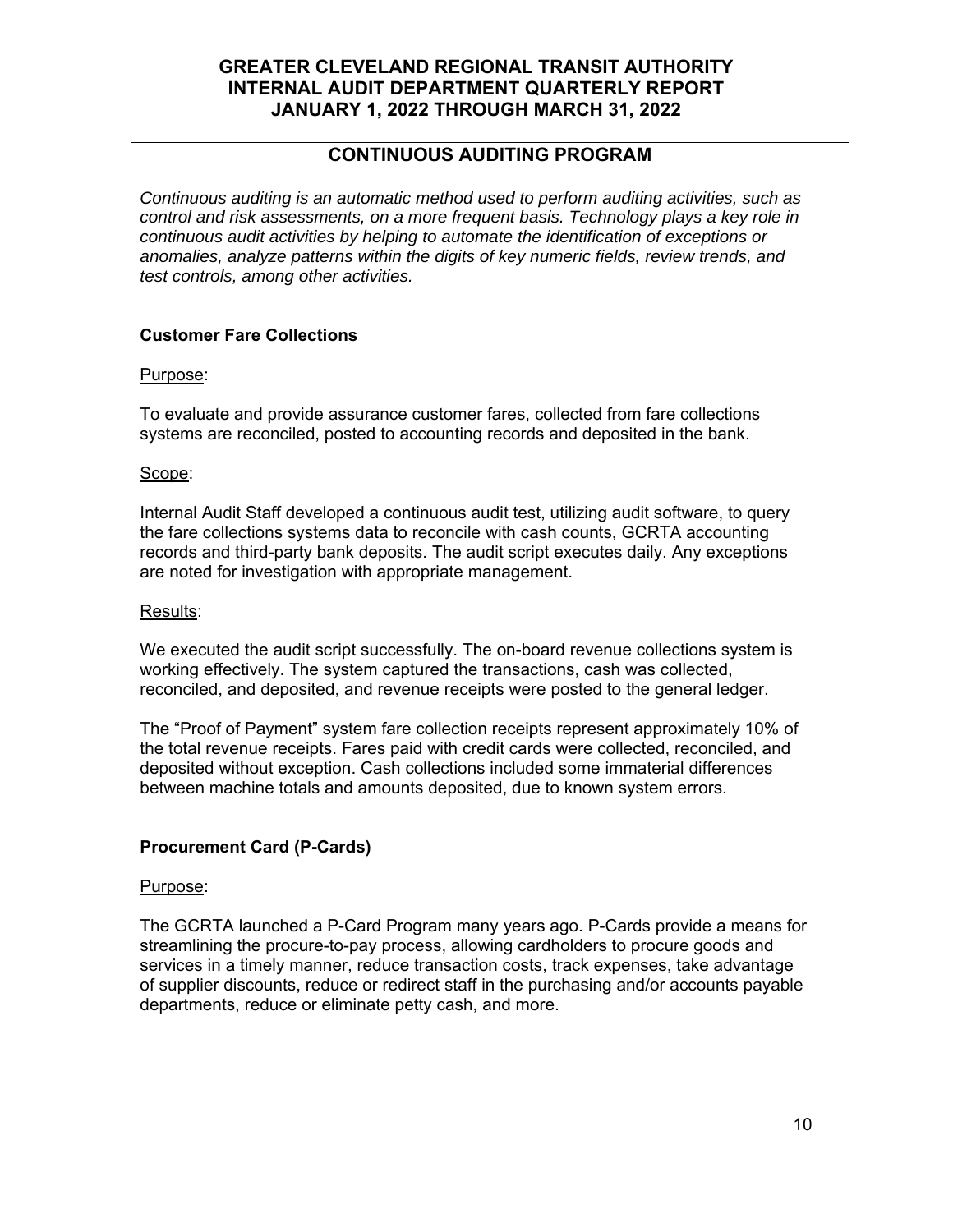## CONTINUOUS AUDITING PROGRAM

*Continuous auditing is an automatic method used to perform auditing activities, such as control and risk assessments, on a more frequent basis. Technology plays a key role in continuous audit activities by helping to automate the identification of exceptions or anomalies, analyze patterns within the digits of key numeric fields, review trends, and test controls, among other activities.*

### Customer Fare Collections

Purpose:

To evaluate and provide assurance customer fares, collected from fare collections systems are reconciled, posted to accounting records and deposited in the bank.

Scope:

Internal Audit Staff developed a continuous audit test, utilizing audit software, to query the fare collections systems data to reconcile with cash counts, GCRTA accounting records and third-party bank deposits. The audit script executes daily. Any exceptions are noted for investigation with appropriate management.

Results:

We executed the audit script successfully. The on-board revenue collections system is working effectively. The system captured the transactions, cash was collected, reconciled, and deposited, and revenue receipts were posted to the general ledger.

The "Proof of Payment" system fare collection receipts represent approximately 10% of the total revenue receipts. Fares paid with credit cards were collected, reconciled, and deposited without exception. Cash collections included some immaterial differences between machine totals and amounts deposited, due to known system errors.

### Procurement Card (P-Cards)

Purpose:

The GCRTA launched a P-Card Program many years ago. P-Cards provide a means for streamlining the procure-to-pay process, allowing cardholders to procure goods and services in a timely manner, reduce transaction costs, track expenses, take advantage of supplier discounts, reduce or redirect staff in the purchasing and/or accounts payable departments, reduce or eliminate petty cash, and more.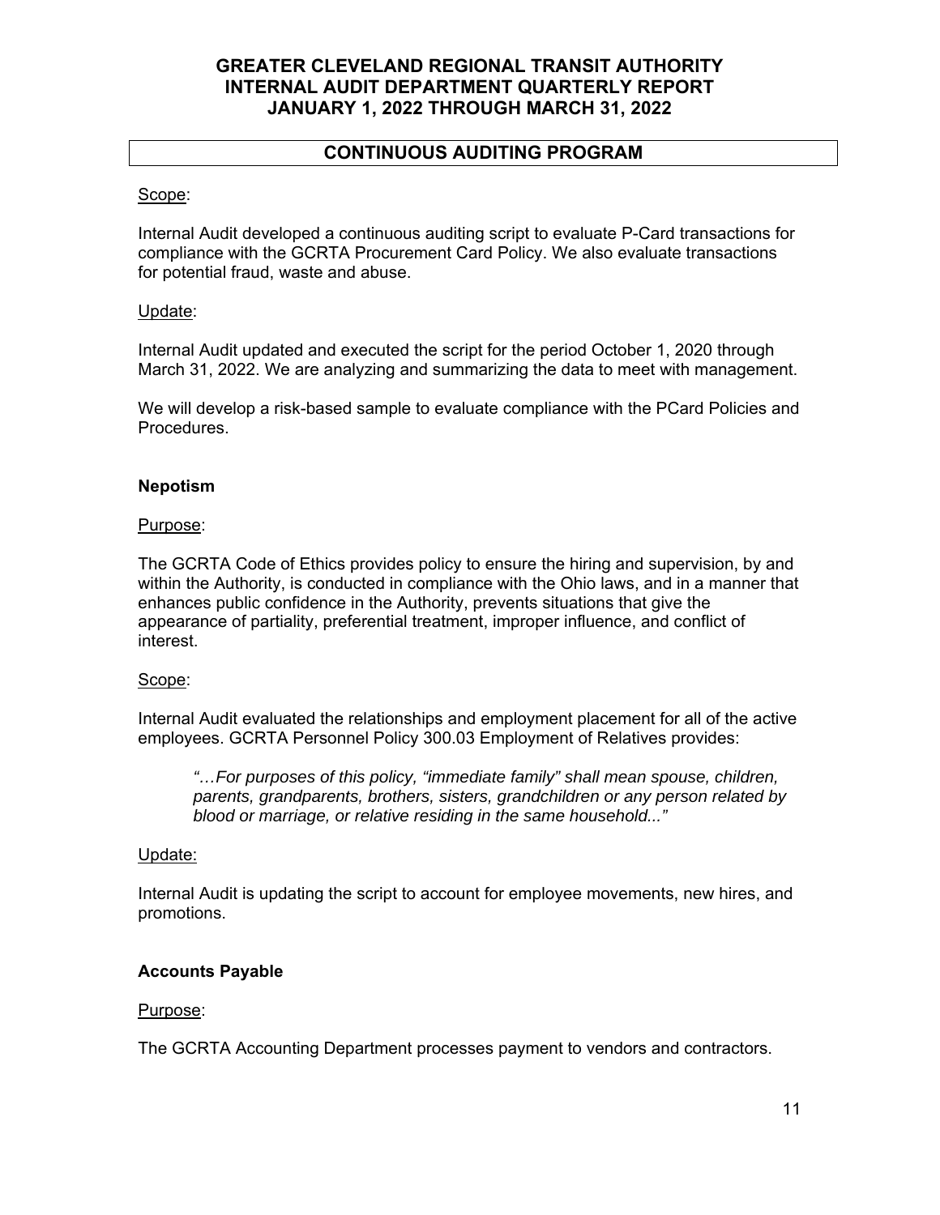## CONTINUOUS AUDITING PROGRAM

Scope:

Internal Audit developed a continuous auditing script to evaluate P-Card transactions for compliance with the GCRTA Procurement Card Policy. We also evaluate transactions for potential fraud, waste and abuse.

Update:

Internal Audit updated and executed the script for the period October 1, 2020 through March 31, 2022. We are analyzing and summarizing the data to meet with management.

We will develop a risk-based sample to evaluate compliance with the PCard Policies and Procedures.

### Nepotism

Purpose:

The GCRTA Code of Ethics provides policy to ensure the hiring and supervision, by and within the Authority, is conducted in compliance with the Ohio laws, and in a manner that enhances public confidence in the Authority, prevents situations that give the appearance of partiality, preferential treatment, improper influence, and conflict of interest.

Scope:

Internal Audit evaluated the relationships and employment placement for all of the active employees. GCRTA Personnel Policy 300.03 Employment of Relatives provides:

> *"…For purposes of this policy, "immediate family" shall mean spouse, children, parents, grandparents, brothers, sisters, grandchildren or any person related by blood or marriage, or relative residing in the same household..."*

Update:

Internal Audit is updating the script to account for employee movements, new hires, and promotions.

### Accounts Payable

Purpose:

The GCRTA Accounting Department processes payment to vendors and contractors.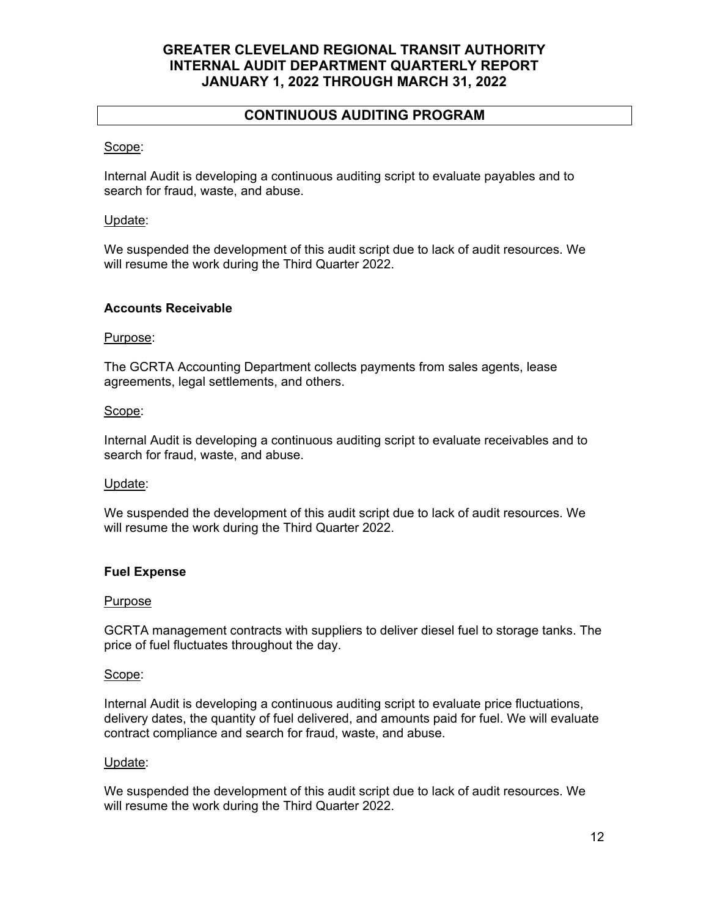## CONTINUOUS AUDITING PROGRAM

Scope:

Internal Audit is developing a continuous auditing script to evaluate payables and to search for fraud, waste, and abuse.

Update:

We suspended the development of this audit script due to lack of audit resources. We will resume the work during the Third Quarter 2022.

### Accounts Receivable

Purpose:

The GCRTA Accounting Department collects payments from sales agents, lease agreements, legal settlements, and others.

Scope:

Internal Audit is developing a continuous auditing script to evaluate receivables and to search for fraud, waste, and abuse.

Update:

We suspended the development of this audit script due to lack of audit resources. We will resume the work during the Third Quarter 2022.

### Fuel Expense

Purpose

GCRTA management contracts with suppliers to deliver diesel fuel to storage tanks. The price of fuel fluctuates throughout the day.

Scope:

Internal Audit is developing a continuous auditing script to evaluate price fluctuations, delivery dates, the quantity of fuel delivered, and amounts paid for fuel. We will evaluate contract compliance and search for fraud, waste, and abuse.

Update:

We suspended the development of this audit script due to lack of audit resources. We will resume the work during the Third Quarter 2022.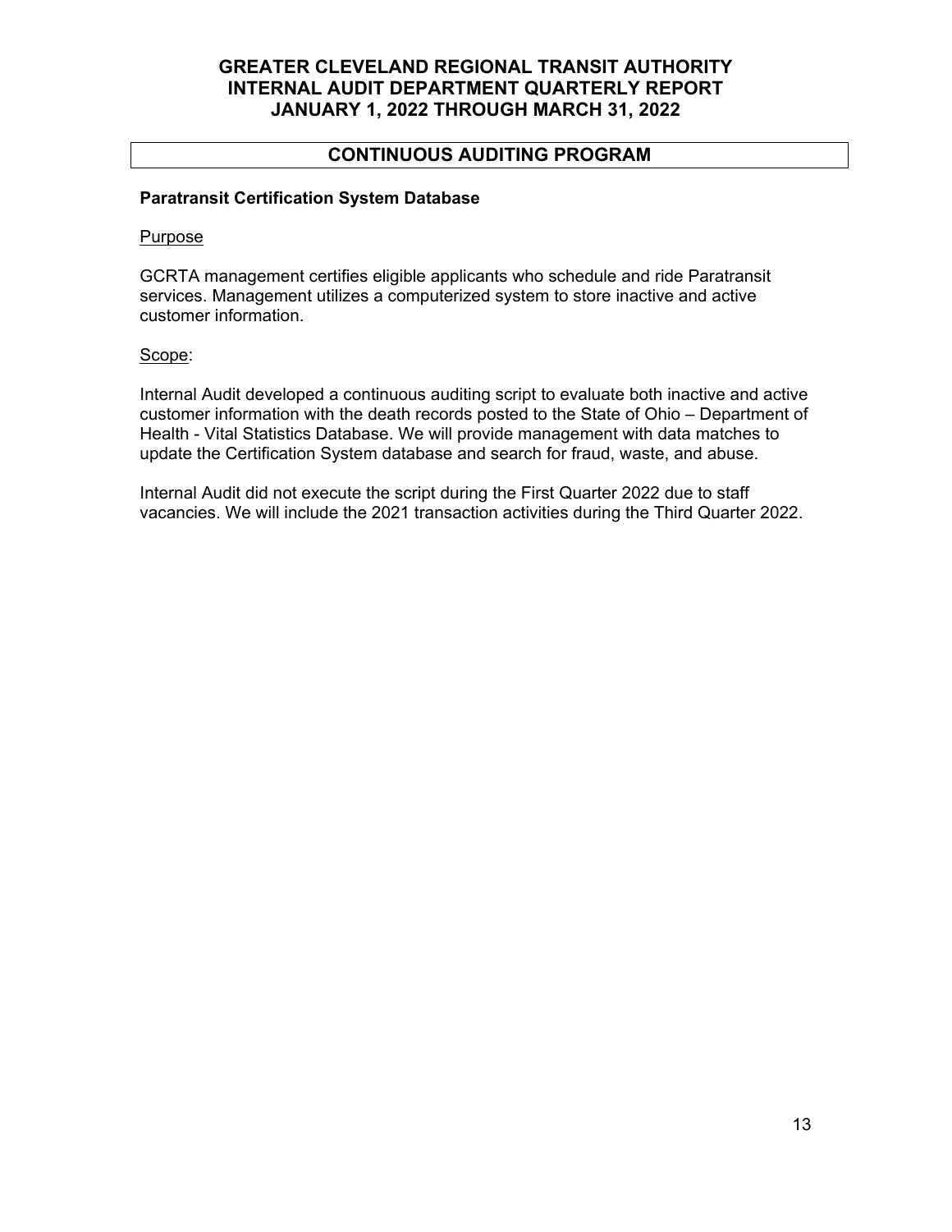## CONTINUOUS AUDITING PROGRAM

### Paratransit Certification System Database

Purpose

GCRTA management certifies eligible applicants who schedule and ride Paratransit services. Management utilizes a computerized system to store inactive and active customer information.

Scope:

Internal Audit developed a continuous auditing script to evaluate both inactive and active customer information with the death records posted to the State of Ohio – Department of Health - Vital Statistics Database. We will provide management with data matches to update the Certification System database and search for fraud, waste, and abuse.

Internal Audit did not execute the script during the First Quarter 2022 due to staff vacancies. We will include the 2021 transaction activities during the Third Quarter 2022.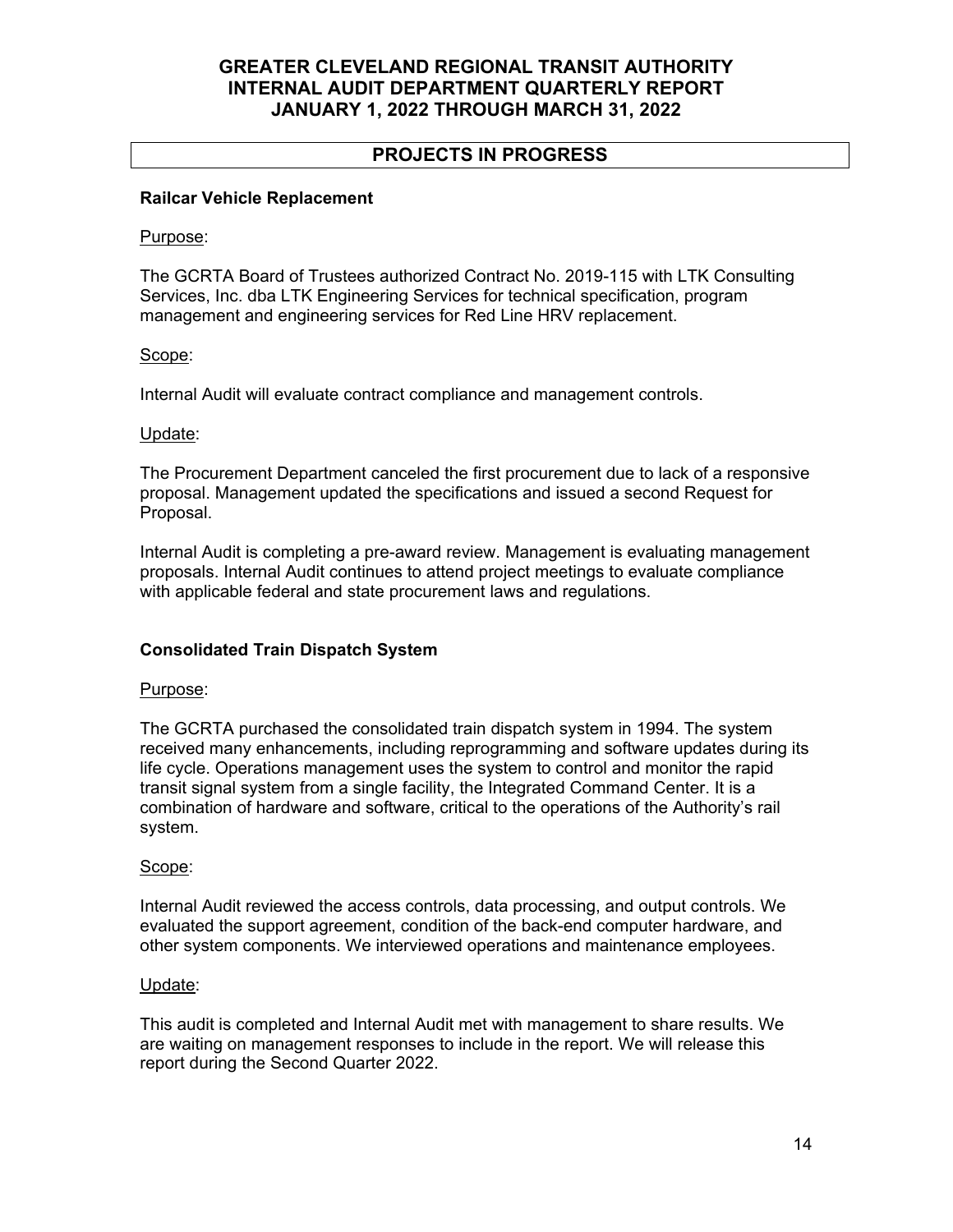## PROJECTS IN PROGRESS

### Railcar Vehicle Replacement

Purpose:

The GCRTA Board of Trustees authorized Contract No. 2019-115 with LTK Consulting Services, Inc. dba LTK Engineering Services for technical specification, program management and engineering services for Red Line HRV replacement.

Scope:

Internal Audit will evaluate contract compliance and management controls.

Update:

The Procurement Department canceled the first procurement due to lack of a responsive proposal. Management updated the specifications and issued a second Request for Proposal.

Internal Audit is completing a pre-award review. Management is evaluating management proposals. Internal Audit continues to attend project meetings to evaluate compliance with applicable federal and state procurement laws and regulations.

### Consolidated Train Dispatch System

Purpose:

The GCRTA purchased the consolidated train dispatch system in 1994. The system received many enhancements, including reprogramming and software updates during its life cycle. Operations management uses the system to control and monitor the rapid transit signal system from a single facility, the Integrated Command Center. It is a combination of hardware and software, critical to the operations of the Authority's rail system.

Scope:

Internal Audit reviewed the access controls, data processing, and output controls. We evaluated the support agreement, condition of the back-end computer hardware, and other system components. We interviewed operations and maintenance employees.

Update:

This audit is completed and Internal Audit met with management to share results. We are waiting on management responses to include in the report. We will release this report during the Second Quarter 2022.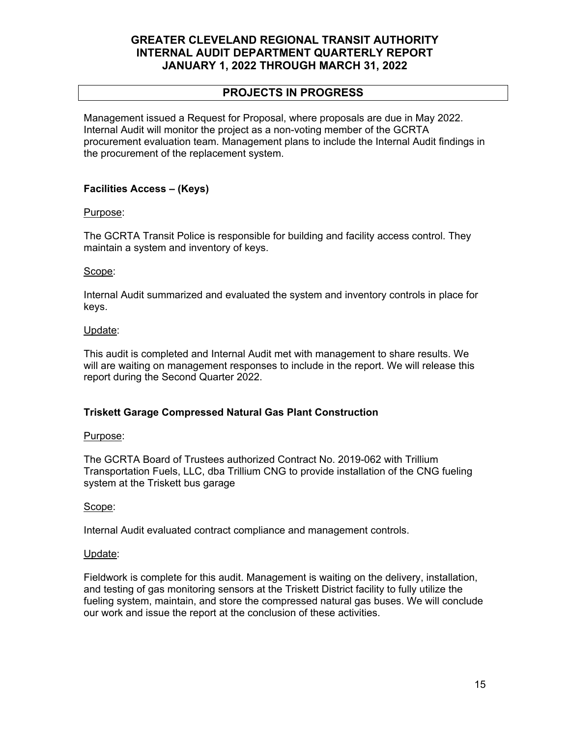## PROJECTS IN PROGRESS

Management issued a Request for Proposal, where proposals are due in May 2022. Internal Audit will monitor the project as a non-voting member of the GCRTA procurement evaluation team. Management plans to include the Internal Audit findings in the procurement of the replacement system.

### Facilities Access – (Keys)

Purpose:

The GCRTA Transit Police is responsible for building and facility access control. They maintain a system and inventory of keys.

Scope:

Internal Audit summarized and evaluated the system and inventory controls in place for keys.

Update:

This audit is completed and Internal Audit met with management to share results. We will are waiting on management responses to include in the report. We will release this report during the Second Quarter 2022.

### Triskett Garage Compressed Natural Gas Plant Construction

Purpose:

The GCRTA Board of Trustees authorized Contract No. 2019-062 with Trillium Transportation Fuels, LLC, dba Trillium CNG to provide installation of the CNG fueling system at the Triskett bus garage

Scope:

Internal Audit evaluated contract compliance and management controls.

Update:

Fieldwork is complete for this audit. Management is waiting on the delivery, installation, and testing of gas monitoring sensors at the Triskett District facility to fully utilize the fueling system, maintain, and store the compressed natural gas buses. We will conclude our work and issue the report at the conclusion of these activities.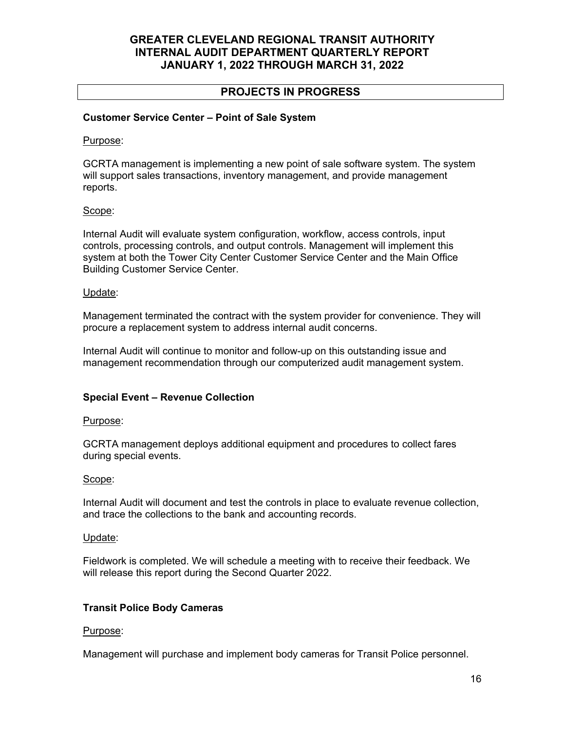# GREATER CLEVELAND REGIONAL TRANSIT AUTHORITY INTERNAL AUDIT DEPARTMENT QUARTERLY REPORT JANUARY 1, 2022 THROUGH MARCH 31, 2022

## PROJECTS IN PROGRESS

### Customer Service Center – Point of Sale System

Purpose:

GCRTA management is implementing a new point of sale software system. The system will support sales transactions, inventory management, and provide management reports.

Scope:

Internal Audit will evaluate system configuration, workflow, access controls, input controls, processing controls, and output controls. Management will implement this system at both the Tower City Center Customer Service Center and the Main Office Building Customer Service Center.

Update:

Management terminated the contract with the system provider for convenience. They will procure a replacement system to address internal audit concerns.

Internal Audit will continue to monitor and follow-up on this outstanding issue and management recommendation through our computerized audit management system.

### Special Event – Revenue Collection

Purpose:

GCRTA management deploys additional equipment and procedures to collect fares during special events.

Scope:

Internal Audit will document and test the controls in place to evaluate revenue collection, and trace the collections to the bank and accounting records.

Update:

Fieldwork is completed. We will schedule a meeting with to receive their feedback. We will release this report during the Second Quarter 2022.

### Transit Police Body Cameras

Purpose:

Management will purchase and implement body cameras for Transit Police personnel.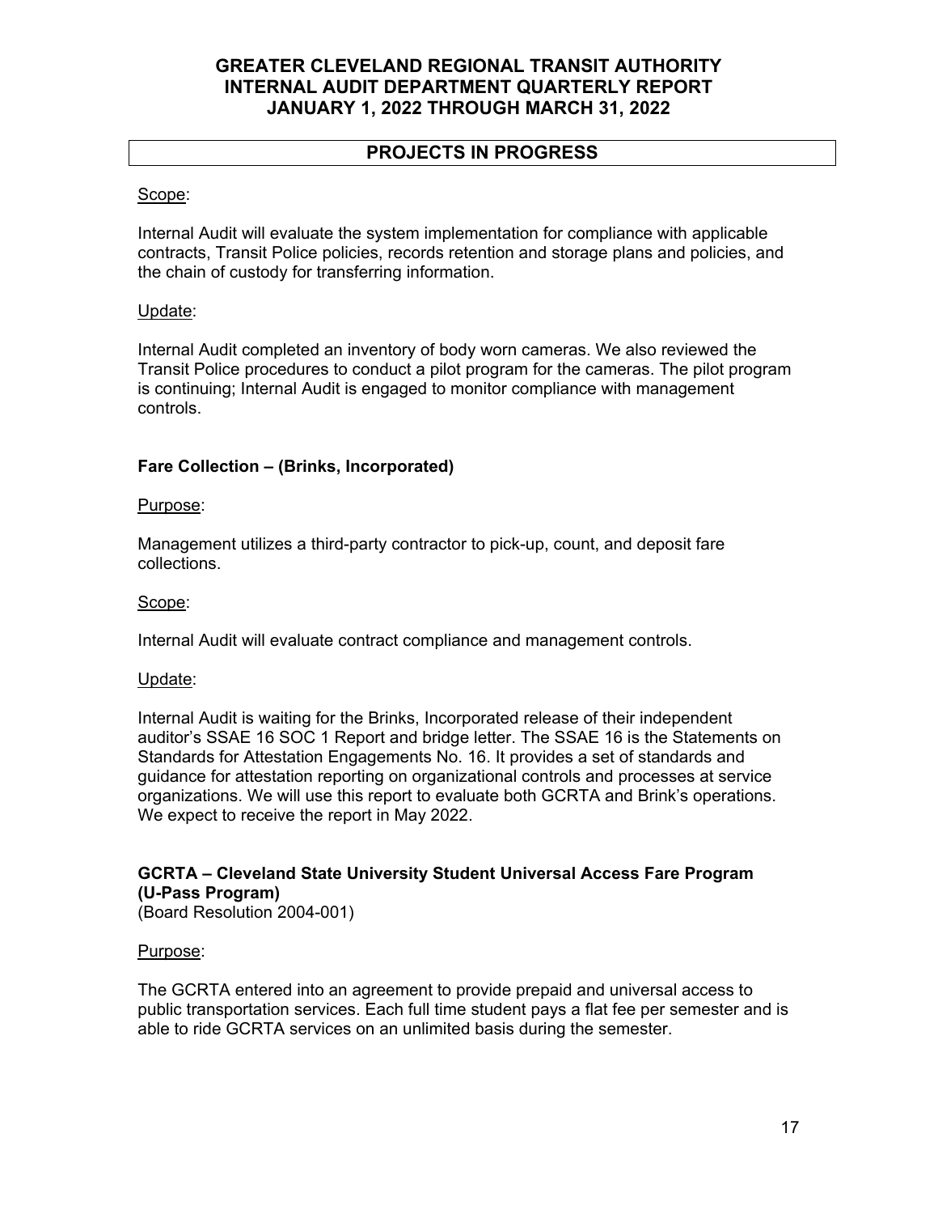## PROJECTS IN PROGRESS

Scope:

Internal Audit will evaluate the system implementation for compliance with applicable contracts, Transit Police policies, records retention and storage plans and policies, and the chain of custody for transferring information.

Update:

Internal Audit completed an inventory of body worn cameras. We also reviewed the Transit Police procedures to conduct a pilot program for the cameras. The pilot program is continuing; Internal Audit is engaged to monitor compliance with management controls.

### Fare Collection – (Brinks, Incorporated)

Purpose:

Management utilizes a third-party contractor to pick-up, count, and deposit fare collections.

Scope:

Internal Audit will evaluate contract compliance and management controls.

Update:

Internal Audit is waiting for the Brinks, Incorporated release of their independent auditor's SSAE 16 SOC 1 Report and bridge letter. The SSAE 16 is the Statements on Standards for Attestation Engagements No. 16. It provides a set of standards and guidance for attestation reporting on organizational controls and processes at service organizations. We will use this report to evaluate both GCRTA and Brink's operations. We expect to receive the report in May 2022.

### GCRTA – Cleveland State University Student Universal Access Fare Program (U-Pass Program)

(Board Resolution 2004-001)

Purpose:

The GCRTA entered into an agreement to provide prepaid and universal access to public transportation services. Each full time student pays a flat fee per semester and is able to ride GCRTA services on an unlimited basis during the semester.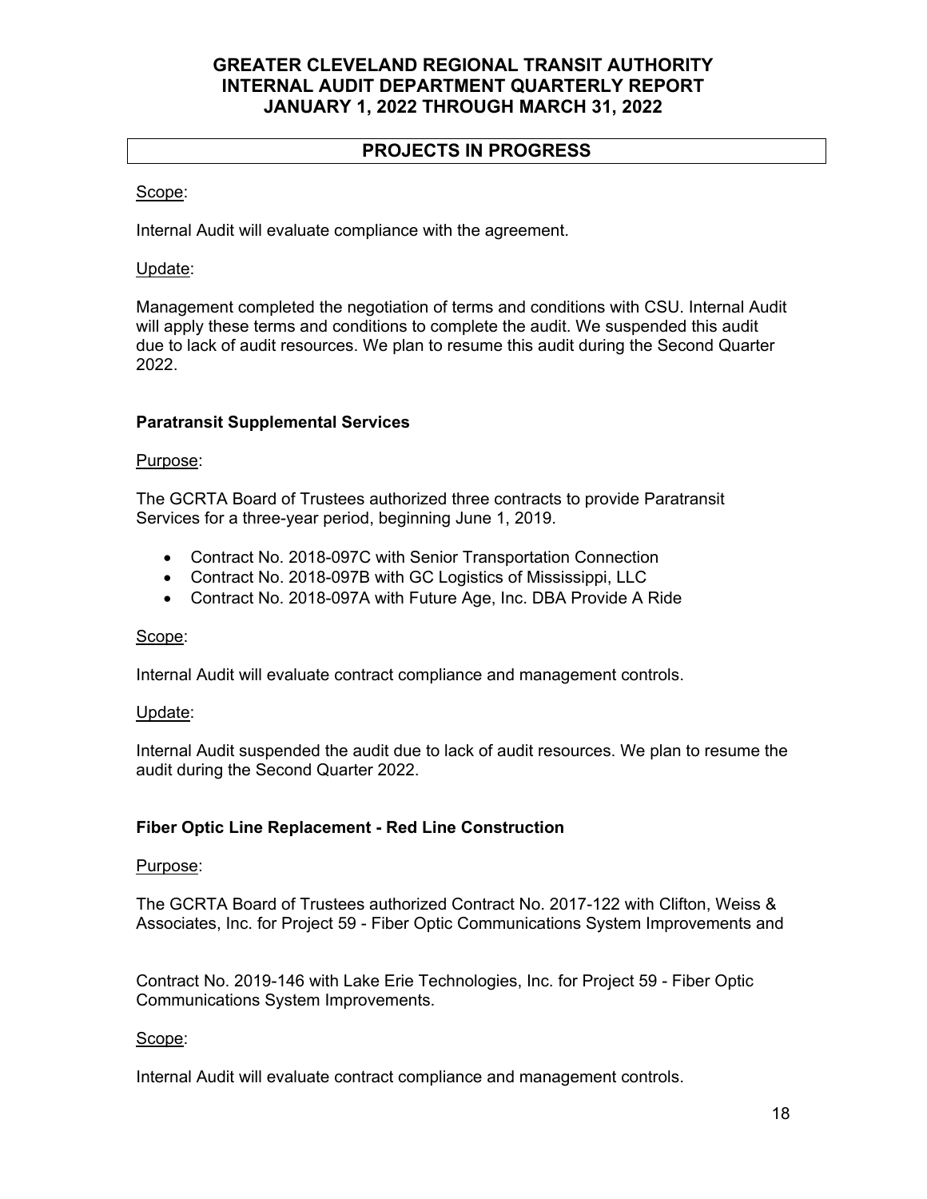## PROJECTS IN PROGRESS

Scope:

Internal Audit will evaluate compliance with the agreement.

Update:

Management completed the negotiation of terms and conditions with CSU. Internal Audit will apply these terms and conditions to complete the audit. We suspended this audit due to lack of audit resources. We plan to resume this audit during the Second Quarter 2022.

### Paratransit Supplemental Services

Purpose:

The GCRTA Board of Trustees authorized three contracts to provide Paratransit Services for a three-year period, beginning June 1, 2019.

- Contract No. 2018-097C with Senior Transportation Connection
- Contract No. 2018-097B with GC Logistics of Mississippi, LLC
- Contract No. 2018-097A with Future Age, Inc. DBA Provide A Ride

Scope:

Internal Audit will evaluate contract compliance and management controls.

Update:

Internal Audit suspended the audit due to lack of audit resources. We plan to resume the audit during the Second Quarter 2022.

### Fiber Optic Line Replacement - Red Line Construction

Purpose:

The GCRTA Board of Trustees authorized Contract No. 2017-122 with Clifton, Weiss & Associates, Inc. for Project 59 - Fiber Optic Communications System Improvements and

Contract No. 2019-146 with Lake Erie Technologies, Inc. for Project 59 - Fiber Optic Communications System Improvements.

Scope:

Internal Audit will evaluate contract compliance and management controls.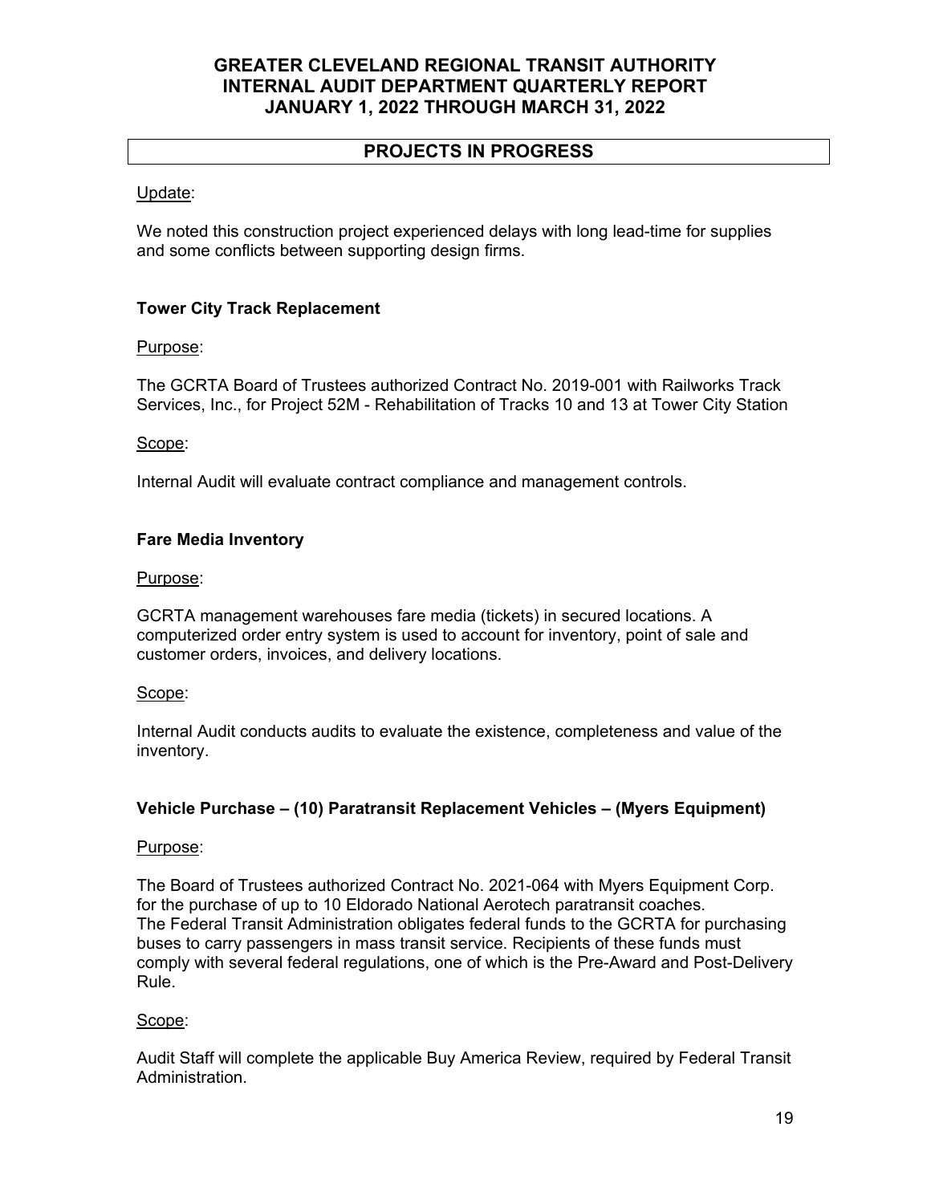## PROJECTS IN PROGRESS

Update:

We noted this construction project experienced delays with long lead-time for supplies and some conflicts between supporting design firms.

### Tower City Track Replacement

Purpose:

The GCRTA Board of Trustees authorized Contract No. 2019-001 with Railworks Track Services, Inc., for Project 52M - Rehabilitation of Tracks 10 and 13 at Tower City Station

Scope:

Internal Audit will evaluate contract compliance and management controls.

### Fare Media Inventory

Purpose:

GCRTA management warehouses fare media (tickets) in secured locations. A computerized order entry system is used to account for inventory, point of sale and customer orders, invoices, and delivery locations.

Scope:

Internal Audit conducts audits to evaluate the existence, completeness and value of the inventory.

### Vehicle Purchase – (10) Paratransit Replacement Vehicles – (Myers Equipment)

Purpose:

The Board of Trustees authorized Contract No. 2021-064 with Myers Equipment Corp. for the purchase of up to 10 Eldorado National Aerotech paratransit coaches. The Federal Transit Administration obligates federal funds to the GCRTA for purchasing buses to carry passengers in mass transit service. Recipients of these funds must comply with several federal regulations, one of which is the Pre-Award and Post-Delivery Rule.

Scope:

Audit Staff will complete the applicable Buy America Review, required by Federal Transit Administration.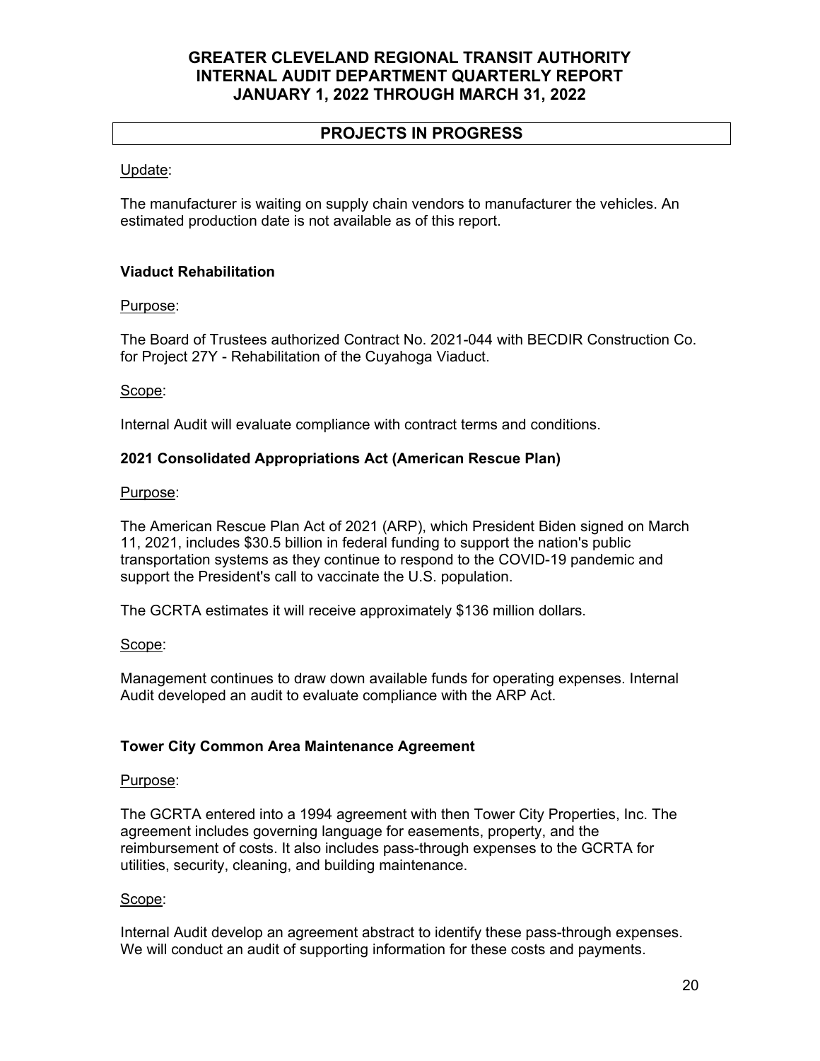## PROJECTS IN PROGRESS

Update:

The manufacturer is waiting on supply chain vendors to manufacturer the vehicles. An estimated production date is not available as of this report.

### Viaduct Rehabilitation

Purpose:

The Board of Trustees authorized Contract No. 2021-044 with BECDIR Construction Co. for Project 27Y - Rehabilitation of the Cuyahoga Viaduct.

Scope:

Internal Audit will evaluate compliance with contract terms and conditions.

### 2021 Consolidated Appropriations Act (American Rescue Plan)

Purpose:

The American Rescue Plan Act of 2021 (ARP), which President Biden signed on March 11, 2021, includes $30.5 billion in federal funding to support the nation's public transportation systems as they continue to respond to the COVID-19 pandemic and support the President's call to vaccinate the U.S. population.

The GCRTA estimates it will receive approximately $136 million dollars.

Scope:

Management continues to draw down available funds for operating expenses. Internal Audit developed an audit to evaluate compliance with the ARP Act.

### Tower City Common Area Maintenance Agreement

Purpose:

The GCRTA entered into a 1994 agreement with then Tower City Properties, Inc. The agreement includes governing language for easements, property, and the reimbursement of costs. It also includes pass-through expenses to the GCRTA for utilities, security, cleaning, and building maintenance.

Scope:

Internal Audit develop an agreement abstract to identify these pass-through expenses. We will conduct an audit of supporting information for these costs and payments.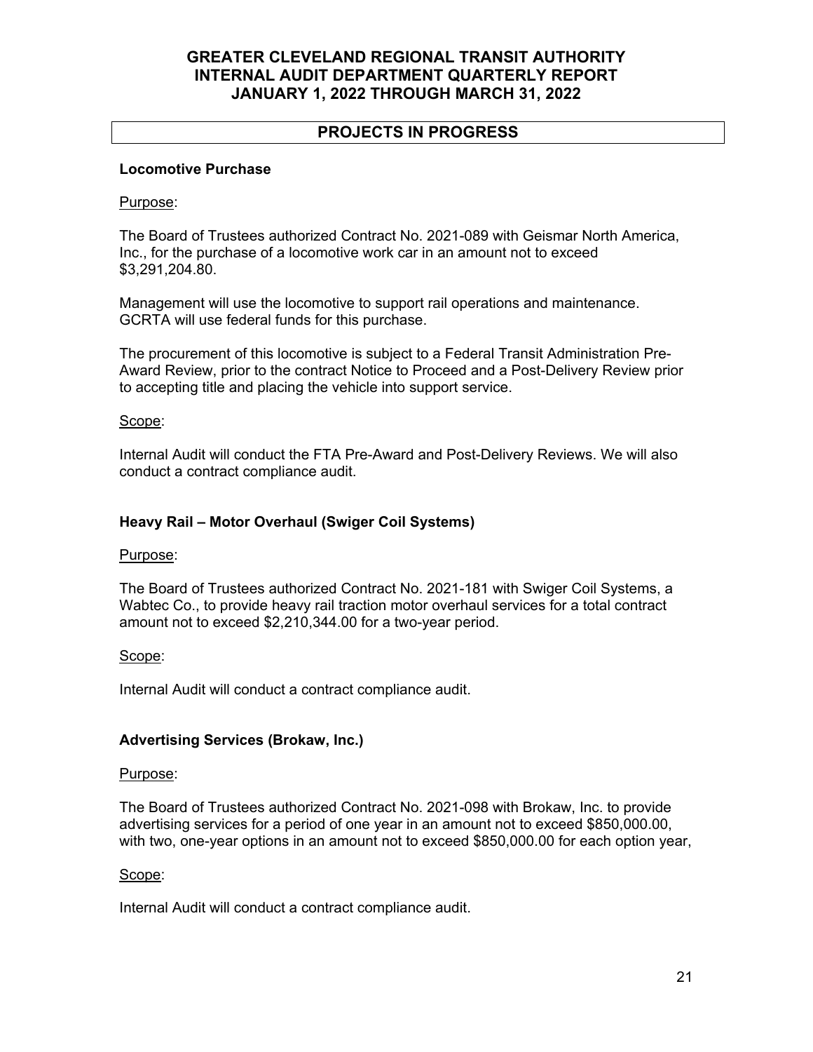## PROJECTS IN PROGRESS

### Locomotive Purchase

Purpose:

The Board of Trustees authorized Contract No. 2021-089 with Geismar North America, Inc., for the purchase of a locomotive work car in an amount not to exceed $3,291,204.80.

Management will use the locomotive to support rail operations and maintenance. GCRTA will use federal funds for this purchase.

The procurement of this locomotive is subject to a Federal Transit Administration Pre-Award Review, prior to the contract Notice to Proceed and a Post-Delivery Review prior to accepting title and placing the vehicle into support service.

Scope:

Internal Audit will conduct the FTA Pre-Award and Post-Delivery Reviews. We will also conduct a contract compliance audit.

### Heavy Rail – Motor Overhaul (Swiger Coil Systems)

Purpose:

The Board of Trustees authorized Contract No. 2021-181 with Swiger Coil Systems, a Wabtec Co., to provide heavy rail traction motor overhaul services for a total contract amount not to exceed $2,210,344.00 for a two-year period.

Scope:

Internal Audit will conduct a contract compliance audit.

### Advertising Services (Brokaw, Inc.)

Purpose:

The Board of Trustees authorized Contract No. 2021-098 with Brokaw, Inc. to provide advertising services for a period of one year in an amount not to exceed $850,000.00, with two, one-year options in an amount not to exceed $850,000.00 for each option year,

Scope:

Internal Audit will conduct a contract compliance audit.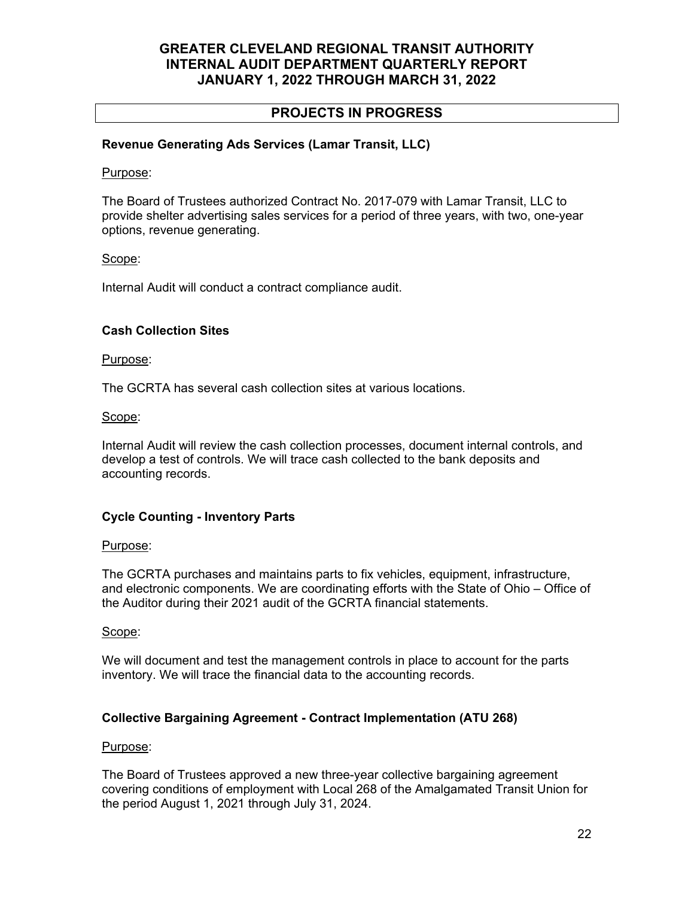# GREATER CLEVELAND REGIONAL TRANSIT AUTHORITY INTERNAL AUDIT DEPARTMENT QUARTERLY REPORT JANUARY 1, 2022 THROUGH MARCH 31, 2022

## PROJECTS IN PROGRESS

### Revenue Generating Ads Services (Lamar Transit, LLC)

Purpose:

The Board of Trustees authorized Contract No. 2017-079 with Lamar Transit, LLC to provide shelter advertising sales services for a period of three years, with two, one-year options, revenue generating.

Scope:

Internal Audit will conduct a contract compliance audit.

### Cash Collection Sites

Purpose:

The GCRTA has several cash collection sites at various locations.

Scope:

Internal Audit will review the cash collection processes, document internal controls, and develop a test of controls. We will trace cash collected to the bank deposits and accounting records.

### Cycle Counting - Inventory Parts

Purpose:

The GCRTA purchases and maintains parts to fix vehicles, equipment, infrastructure, and electronic components. We are coordinating efforts with the State of Ohio – Office of the Auditor during their 2021 audit of the GCRTA financial statements.

Scope:

We will document and test the management controls in place to account for the parts inventory. We will trace the financial data to the accounting records.

### Collective Bargaining Agreement - Contract Implementation (ATU 268)

Purpose:

The Board of Trustees approved a new three-year collective bargaining agreement covering conditions of employment with Local 268 of the Amalgamated Transit Union for the period August 1, 2021 through July 31, 2024.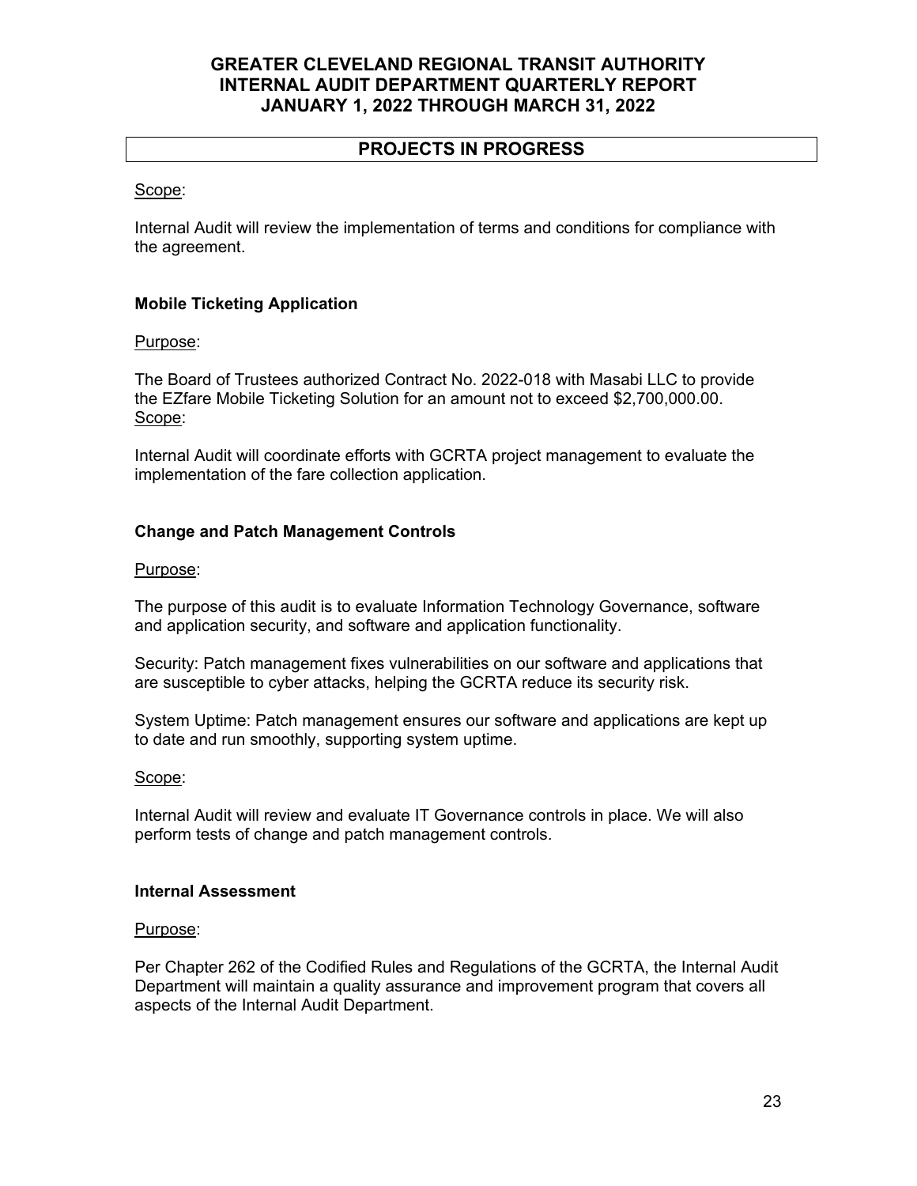## PROJECTS IN PROGRESS

Scope:

Internal Audit will review the implementation of terms and conditions for compliance with the agreement.

### Mobile Ticketing Application

Purpose:

The Board of Trustees authorized Contract No. 2022-018 with Masabi LLC to provide the EZfare Mobile Ticketing Solution for an amount not to exceed $2,700,000.00.

Scope:

Internal Audit will coordinate efforts with GCRTA project management to evaluate the implementation of the fare collection application.

### Change and Patch Management Controls

Purpose:

The purpose of this audit is to evaluate Information Technology Governance, software and application security, and software and application functionality.

Security: Patch management fixes vulnerabilities on our software and applications that are susceptible to cyber attacks, helping the GCRTA reduce its security risk.

System Uptime: Patch management ensures our software and applications are kept up to date and run smoothly, supporting system uptime.

Scope:

Internal Audit will review and evaluate IT Governance controls in place. We will also perform tests of change and patch management controls.

### Internal Assessment

Purpose:

Per Chapter 262 of the Codified Rules and Regulations of the GCRTA, the Internal Audit Department will maintain a quality assurance and improvement program that covers all aspects of the Internal Audit Department.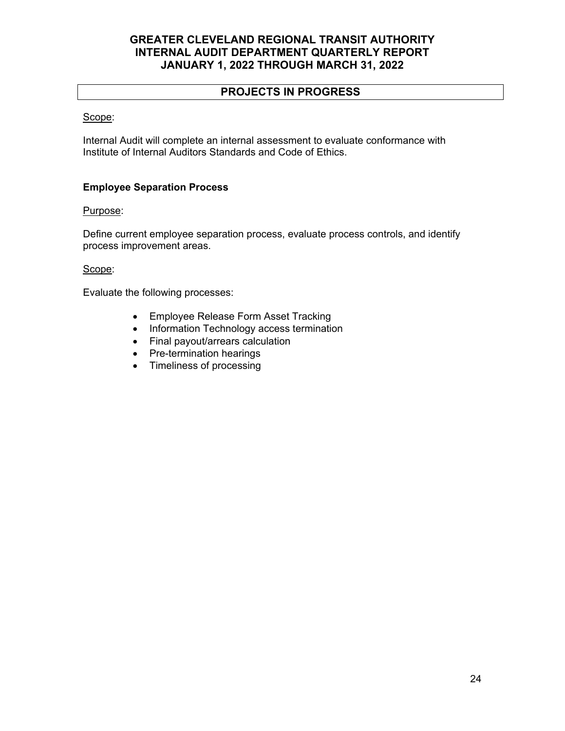## PROJECTS IN PROGRESS

Scope:

Internal Audit will complete an internal assessment to evaluate conformance with Institute of Internal Auditors Standards and Code of Ethics.

**Employee Separation Process**

Purpose:

Define current employee separation process, evaluate process controls, and identify process improvement areas.

Scope:

Evaluate the following processes:

- Employee Release Form Asset Tracking
- Information Technology access termination
- Final payout/arrears calculation
- Pre-termination hearings
- Timeliness of processing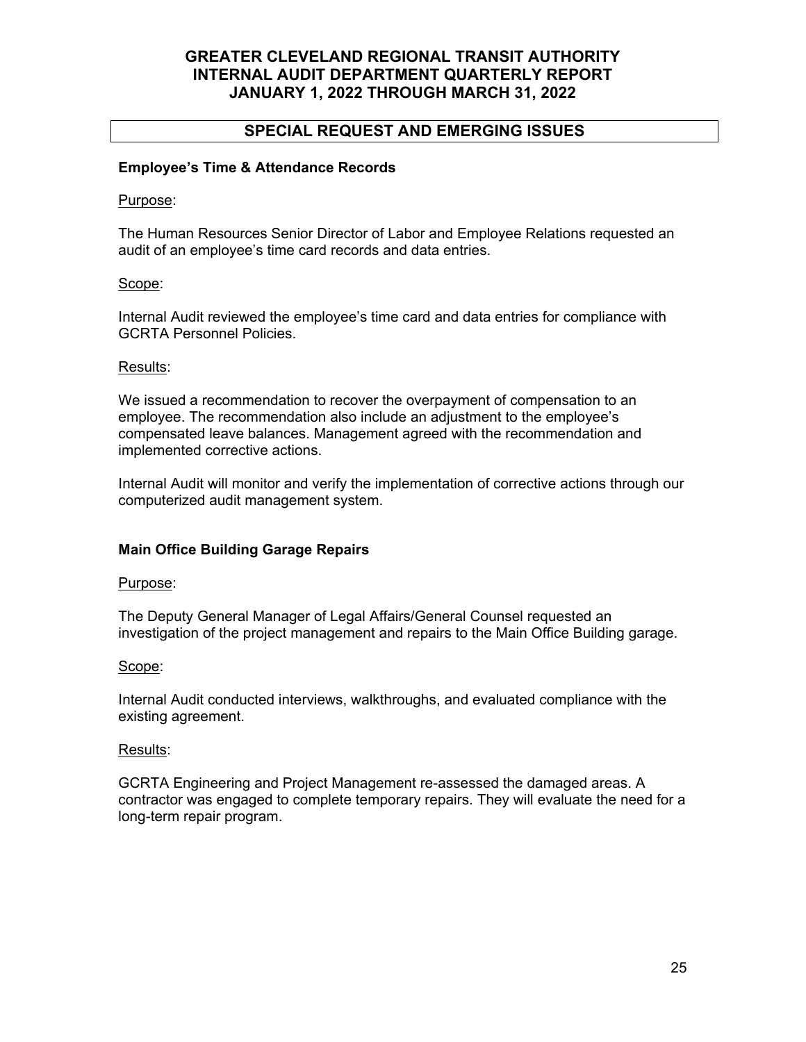## SPECIAL REQUEST AND EMERGING ISSUES

### Employee's Time & Attendance Records

Purpose:

The Human Resources Senior Director of Labor and Employee Relations requested an audit of an employee's time card records and data entries.

Scope:

Internal Audit reviewed the employee's time card and data entries for compliance with GCRTA Personnel Policies.

Results:

We issued a recommendation to recover the overpayment of compensation to an employee. The recommendation also include an adjustment to the employee's compensated leave balances. Management agreed with the recommendation and implemented corrective actions.

Internal Audit will monitor and verify the implementation of corrective actions through our computerized audit management system.

### Main Office Building Garage Repairs

Purpose:

The Deputy General Manager of Legal Affairs/General Counsel requested an investigation of the project management and repairs to the Main Office Building garage.

Scope:

Internal Audit conducted interviews, walkthroughs, and evaluated compliance with the existing agreement.

Results:

GCRTA Engineering and Project Management re-assessed the damaged areas. A contractor was engaged to complete temporary repairs. They will evaluate the need for a long-term repair program.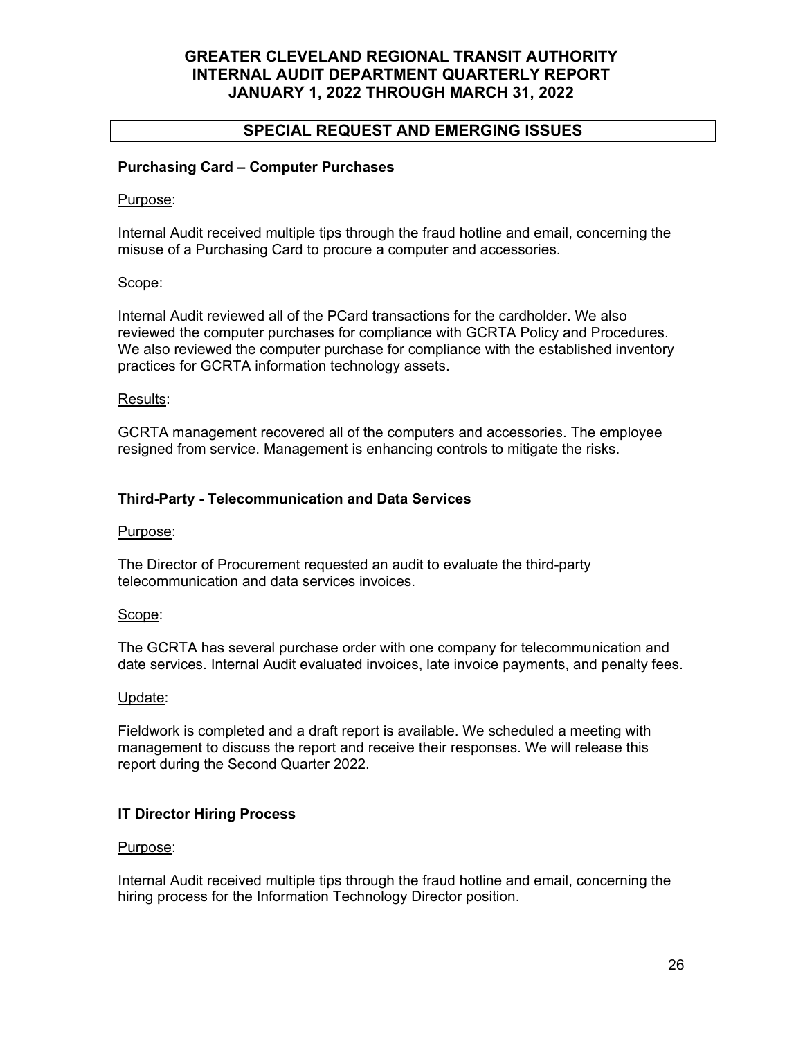## SPECIAL REQUEST AND EMERGING ISSUES

### Purchasing Card – Computer Purchases

Purpose:

Internal Audit received multiple tips through the fraud hotline and email, concerning the misuse of a Purchasing Card to procure a computer and accessories.

Scope:

Internal Audit reviewed all of the PCard transactions for the cardholder. We also reviewed the computer purchases for compliance with GCRTA Policy and Procedures. We also reviewed the computer purchase for compliance with the established inventory practices for GCRTA information technology assets.

Results:

GCRTA management recovered all of the computers and accessories. The employee resigned from service. Management is enhancing controls to mitigate the risks.

### Third-Party - Telecommunication and Data Services

Purpose:

The Director of Procurement requested an audit to evaluate the third-party telecommunication and data services invoices.

Scope:

The GCRTA has several purchase order with one company for telecommunication and date services. Internal Audit evaluated invoices, late invoice payments, and penalty fees.

Update:

Fieldwork is completed and a draft report is available. We scheduled a meeting with management to discuss the report and receive their responses. We will release this report during the Second Quarter 2022.

### IT Director Hiring Process

Purpose:

Internal Audit received multiple tips through the fraud hotline and email, concerning the hiring process for the Information Technology Director position.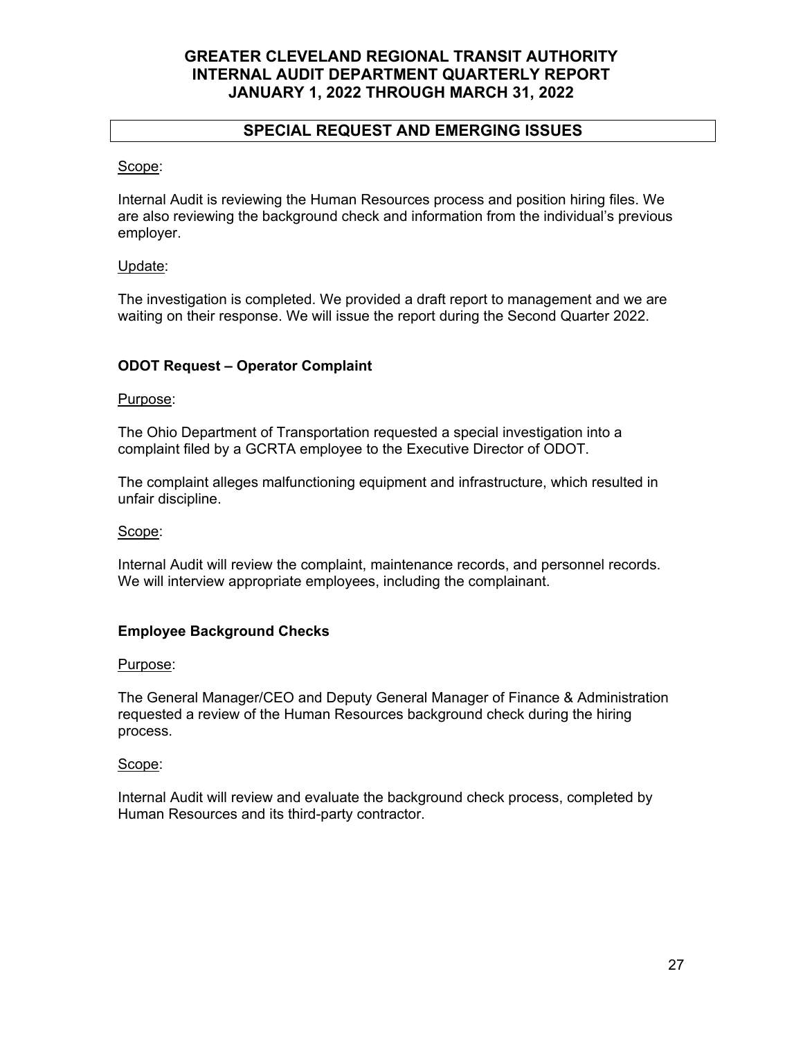## SPECIAL REQUEST AND EMERGING ISSUES

Scope:

Internal Audit is reviewing the Human Resources process and position hiring files. We are also reviewing the background check and information from the individual's previous employer.

Update:

The investigation is completed. We provided a draft report to management and we are waiting on their response. We will issue the report during the Second Quarter 2022.

### ODOT Request – Operator Complaint

Purpose:

The Ohio Department of Transportation requested a special investigation into a complaint filed by a GCRTA employee to the Executive Director of ODOT.

The complaint alleges malfunctioning equipment and infrastructure, which resulted in unfair discipline.

Scope:

Internal Audit will review the complaint, maintenance records, and personnel records. We will interview appropriate employees, including the complainant.

### Employee Background Checks

Purpose:

The General Manager/CEO and Deputy General Manager of Finance & Administration requested a review of the Human Resources background check during the hiring process.

Scope:

Internal Audit will review and evaluate the background check process, completed by Human Resources and its third-party contractor.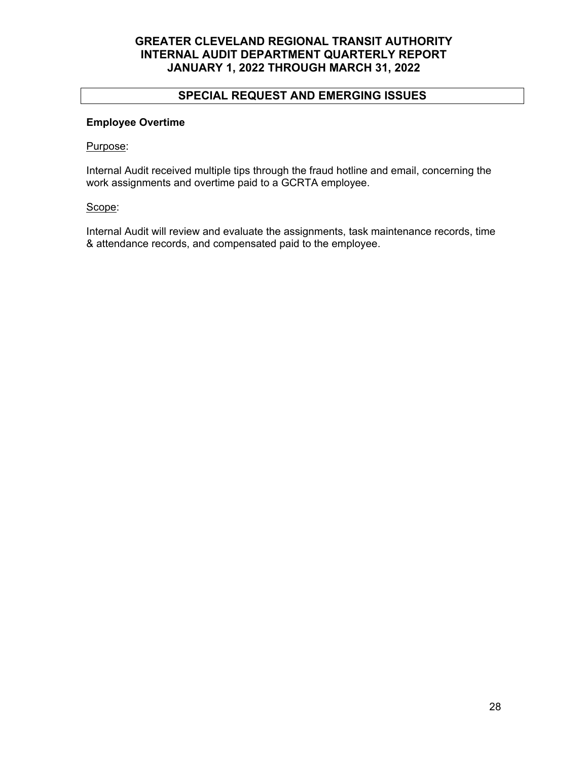## SPECIAL REQUEST AND EMERGING ISSUES

**Employee Overtime**

Purpose:

Internal Audit received multiple tips through the fraud hotline and email, concerning the work assignments and overtime paid to a GCRTA employee.

Scope:

Internal Audit will review and evaluate the assignments, task maintenance records, time & attendance records, and compensated paid to the employee.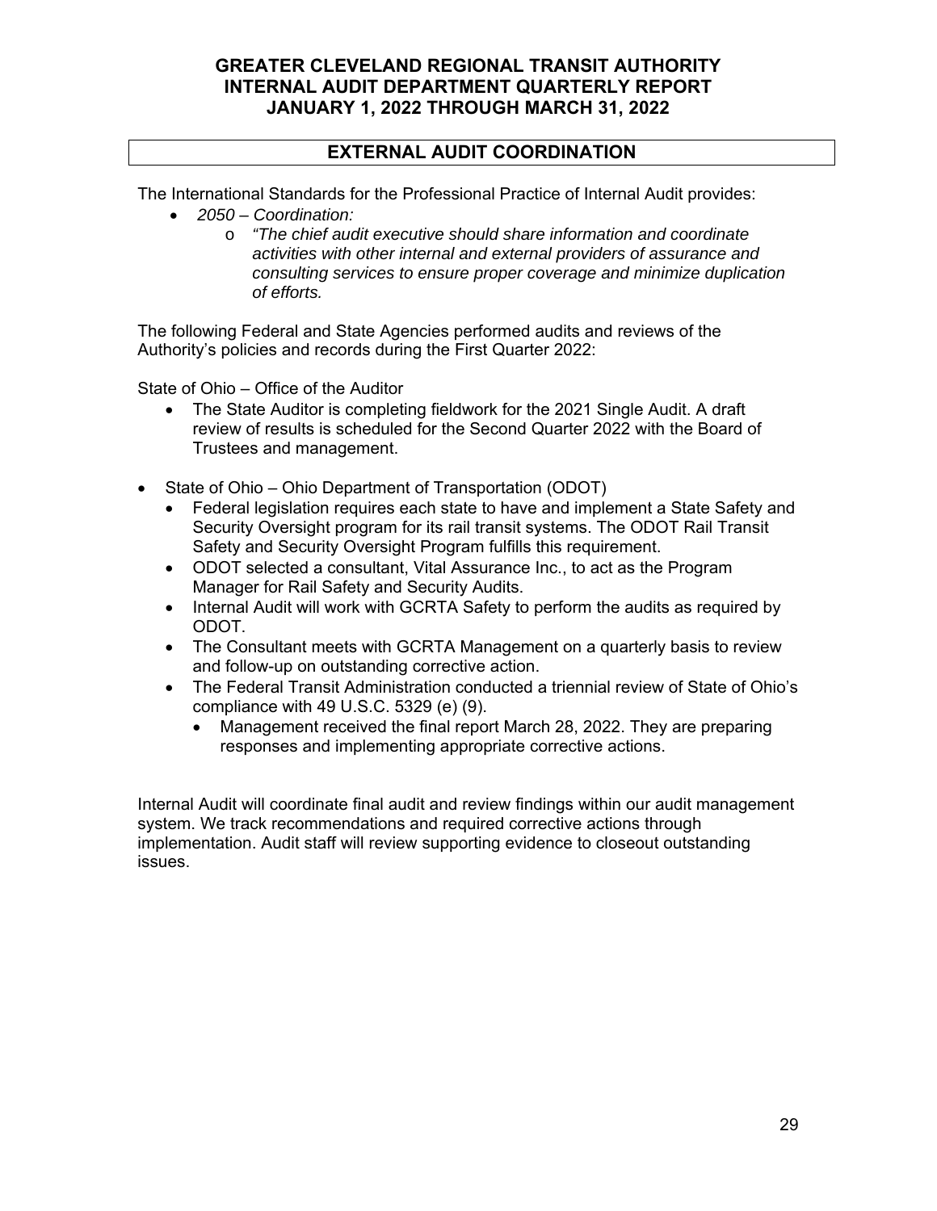# EXTERNAL AUDIT COORDINATION

The International Standards for the Professional Practice of Internal Audit provides:

- *2050 – Coordination:*
  - *"The chief audit executive should share information and coordinate activities with other internal and external providers of assurance and consulting services to ensure proper coverage and minimize duplication of efforts.*

The following Federal and State Agencies performed audits and reviews of the Authority's policies and records during the First Quarter 2022:

State of Ohio – Office of the Auditor

- The State Auditor is completing fieldwork for the 2021 Single Audit. A draft review of results is scheduled for the Second Quarter 2022 with the Board of Trustees and management.

- State of Ohio – Ohio Department of Transportation (ODOT)
  - Federal legislation requires each state to have and implement a State Safety and Security Oversight program for its rail transit systems. The ODOT Rail Transit Safety and Security Oversight Program fulfills this requirement.
  - ODOT selected a consultant, Vital Assurance Inc., to act as the Program Manager for Rail Safety and Security Audits.
  - Internal Audit will work with GCRTA Safety to perform the audits as required by ODOT.
  - The Consultant meets with GCRTA Management on a quarterly basis to review and follow-up on outstanding corrective action.
  - The Federal Transit Administration conducted a triennial review of State of Ohio's compliance with 49 U.S.C. 5329 (e) (9).
    - Management received the final report March 28, 2022. They are preparing responses and implementing appropriate corrective actions.

Internal Audit will coordinate final audit and review findings within our audit management system. We track recommendations and required corrective actions through implementation. Audit staff will review supporting evidence to closeout outstanding issues.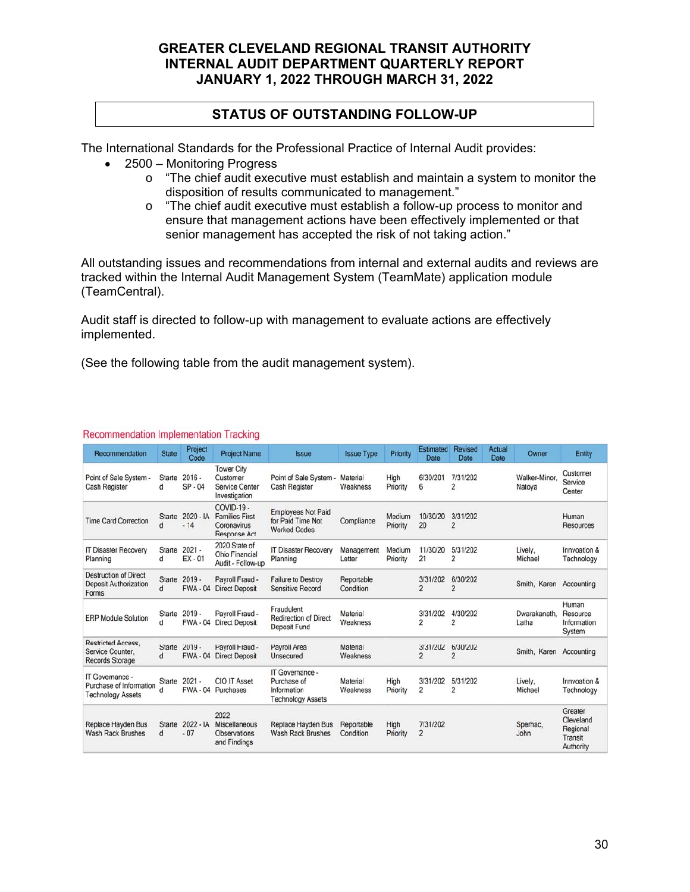# GREATER CLEVELAND REGIONAL TRANSIT AUTHORITY
# INTERNAL AUDIT DEPARTMENT QUARTERLY REPORT
# JANUARY 1, 2022 THROUGH MARCH 31, 2022

## STATUS OF OUTSTANDING FOLLOW-UP

The International Standards for the Professional Practice of Internal Audit provides:

- 2500 – Monitoring Progress
  - "The chief audit executive must establish and maintain a system to monitor the disposition of results communicated to management."
  - "The chief audit executive must establish a follow-up process to monitor and ensure that management actions have been effectively implemented or that senior management has accepted the risk of not taking action."

All outstanding issues and recommendations from internal and external audits and reviews are tracked within the Internal Audit Management System (TeamMate) application module (TeamCentral).

Audit staff is directed to follow-up with management to evaluate actions are effectively implemented.

(See the following table from the audit management system).

### Recommendation Implementation Tracking

| Recommendation | State | Project Code | Project Name | Issue | Issue Type | Priority | Estimated Date | Revised Date | Actual Date | Owner | Entity |
|---|---|---|---|---|---|---|---|---|---|---|---|
| Point of Sale System - Cash Register | Started | 2016 - SP - 04 | Tower City Customer Service Center Investigation | Point of Sale System - Cash Register | Material Weakness | High Priority | 6/30/2016 | 7/31/2022 | | Walker-Minor, Natoya | Customer Service Center |
| Time Card Correction | Started | 2020 - IA - 14 | COVID-19 - Families First Coronavirus Response Act | Employees Not Paid for Paid Time Not Worked Codes | Compliance | Medium Priority | 10/30/2020 | 3/31/2022 | | | Human Resources |
| IT Disaster Recovery Planning | Started | 2021 - EX - 01 | 2020 State of Ohio Financial Audit - Follow-up | IT Disaster Recovery Planning | Management Letter | Medium Priority | 11/30/2021 | 5/31/2022 | | Lively, Michael | Innvoation & Technology |
| Destruction of Direct Deposit Authorization Forms | Started | 2019 - FWA - 04 | Payroll Fraud - Direct Deposit | Failure to Destroy Sensitive Record | Reportable Condition | | 3/31/2022 | 6/30/2022 | | Smith, Karen | Accounting |
| ERP Module Solution | Started | 2019 - FWA - 04 | Payroll Fraud - Direct Deposit | Fraudulent Redirection of Direct Deposit Fund | Material Weakness | | 3/31/2022 | 4/30/2022 | | Dwarakanath, Latha | Human Resource Information System |
| Restricted Access, Service Counter, Records Storage | Started | 2019 - FWA - 04 | Payroll Fraud - Direct Deposit | Payroll Area Unsecured | Material Weakness | | 3/31/2022 | 6/30/2022 | | Smith, Karen | Accounting |
| IT Governance - Purchase of Information Technology Assets | Started | 2021 - FWA - 04 | CIO IT Asset Purchases | IT Governance - Purchase of Information Technology Assets | Material Weakness | High Priority | 3/31/2022 | 5/31/2022 | | Lively, Michael | Innvoation & Technology |
| Replace Hayden Bus Wash Rack Brushes | Started | 2022 - IA - 07 | 2022 Miscellaneous Observations and Findings | Replace Hayden Bus Wash Rack Brushes | Reportable Condition | High Priority | 7/31/2022 | | | Spernac, John | Greater Cleveland Regional Transit Authority |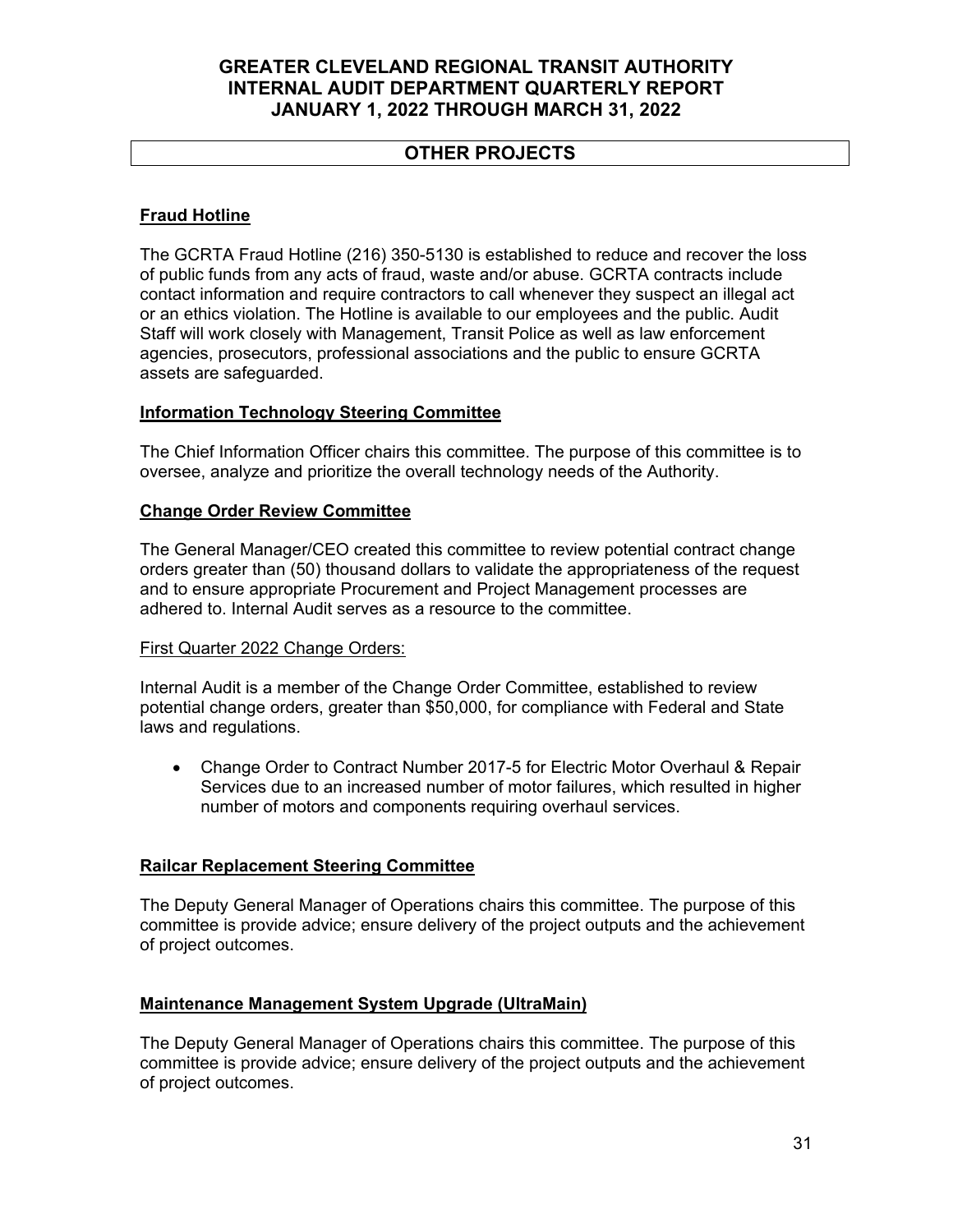## OTHER PROJECTS

**Fraud Hotline**

The GCRTA Fraud Hotline (216) 350-5130 is established to reduce and recover the loss of public funds from any acts of fraud, waste and/or abuse. GCRTA contracts include contact information and require contractors to call whenever they suspect an illegal act or an ethics violation. The Hotline is available to our employees and the public. Audit Staff will work closely with Management, Transit Police as well as law enforcement agencies, prosecutors, professional associations and the public to ensure GCRTA assets are safeguarded.

**Information Technology Steering Committee**

The Chief Information Officer chairs this committee. The purpose of this committee is to oversee, analyze and prioritize the overall technology needs of the Authority.

**Change Order Review Committee**

The General Manager/CEO created this committee to review potential contract change orders greater than (50) thousand dollars to validate the appropriateness of the request and to ensure appropriate Procurement and Project Management processes are adhered to. Internal Audit serves as a resource to the committee.

First Quarter 2022 Change Orders:

Internal Audit is a member of the Change Order Committee, established to review potential change orders, greater than $50,000, for compliance with Federal and State laws and regulations.

- Change Order to Contract Number 2017-5 for Electric Motor Overhaul & Repair Services due to an increased number of motor failures, which resulted in higher number of motors and components requiring overhaul services.

**Railcar Replacement Steering Committee**

The Deputy General Manager of Operations chairs this committee. The purpose of this committee is provide advice; ensure delivery of the project outputs and the achievement of project outcomes.

**Maintenance Management System Upgrade (UltraMain)**

The Deputy General Manager of Operations chairs this committee. The purpose of this committee is provide advice; ensure delivery of the project outputs and the achievement of project outcomes.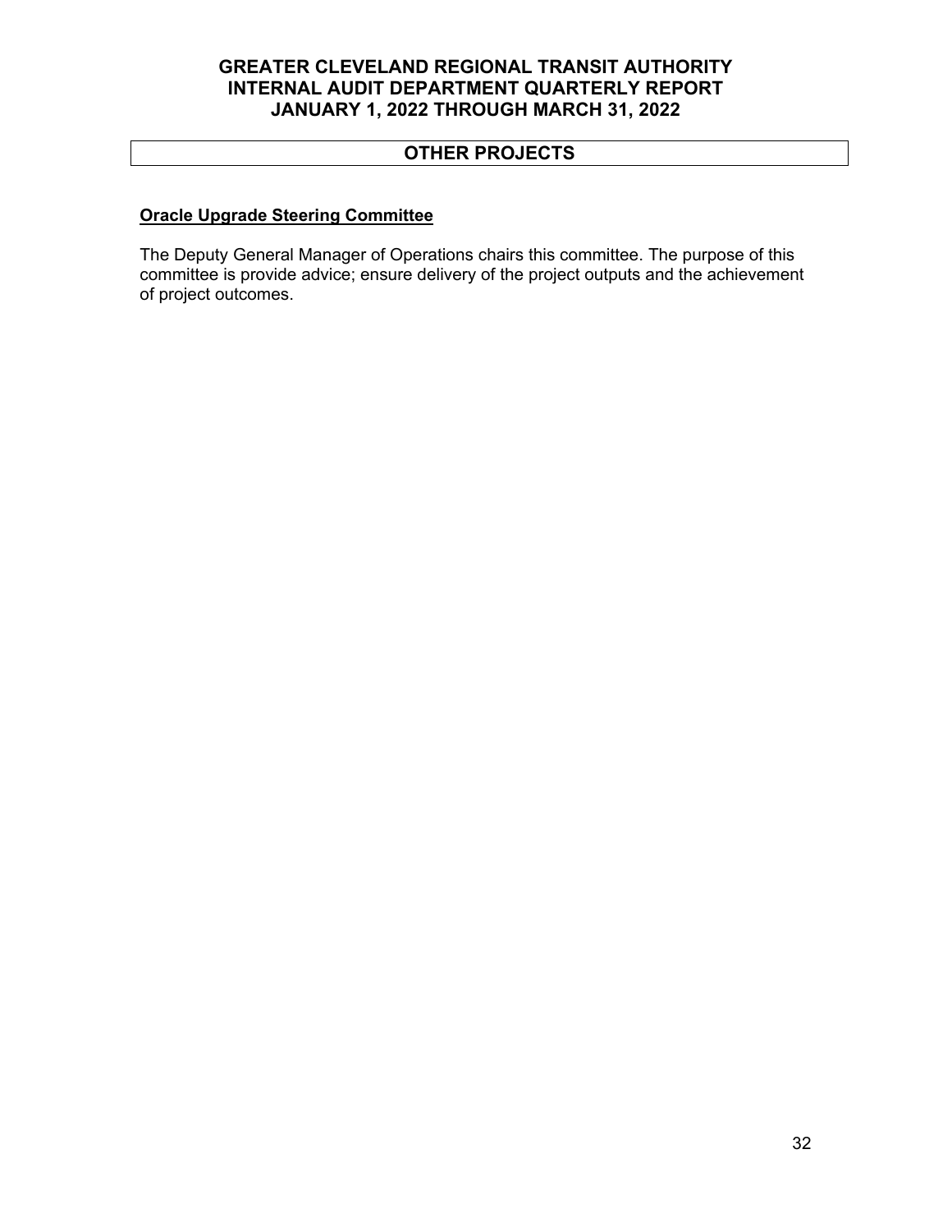## OTHER PROJECTS

**Oracle Upgrade Steering Committee**

The Deputy General Manager of Operations chairs this committee. The purpose of this committee is provide advice; ensure delivery of the project outputs and the achievement of project outcomes.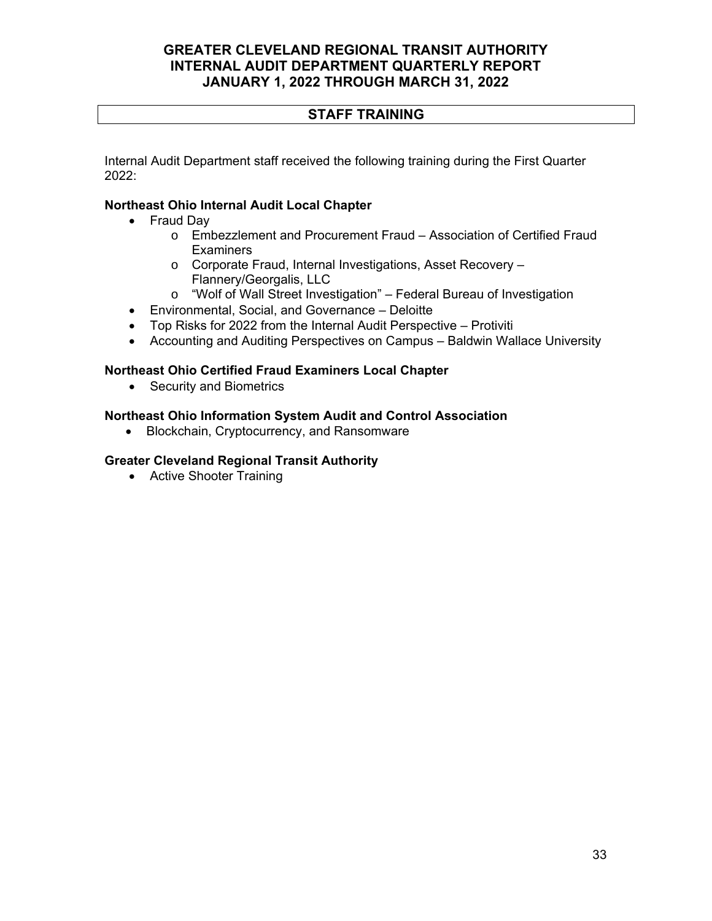## STAFF TRAINING

Internal Audit Department staff received the following training during the First Quarter 2022:

**Northeast Ohio Internal Audit Local Chapter**

- Fraud Day
  - Embezzlement and Procurement Fraud – Association of Certified Fraud Examiners
  - Corporate Fraud, Internal Investigations, Asset Recovery – Flannery/Georgalis, LLC
  - "Wolf of Wall Street Investigation" – Federal Bureau of Investigation
- Environmental, Social, and Governance – Deloitte
- Top Risks for 2022 from the Internal Audit Perspective – Protiviti
- Accounting and Auditing Perspectives on Campus – Baldwin Wallace University

**Northeast Ohio Certified Fraud Examiners Local Chapter**

- Security and Biometrics

**Northeast Ohio Information System Audit and Control Association**

- Blockchain, Cryptocurrency, and Ransomware

**Greater Cleveland Regional Transit Authority**

- Active Shooter Training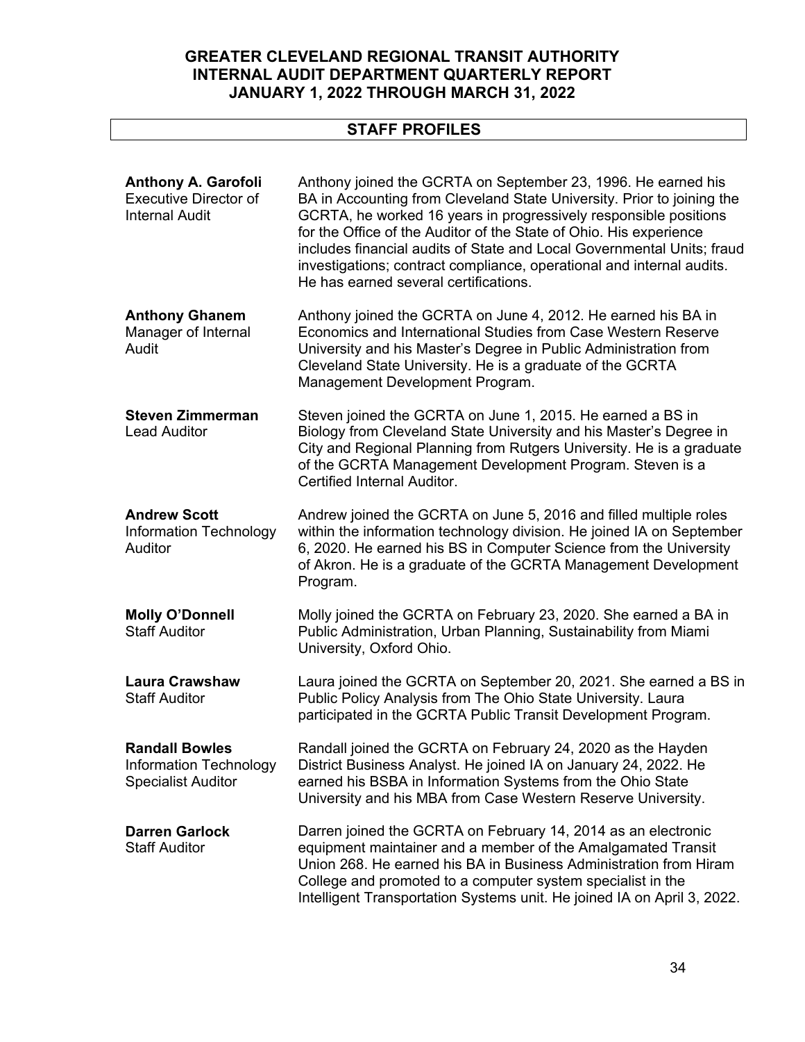# GREATER CLEVELAND REGIONAL TRANSIT AUTHORITY INTERNAL AUDIT DEPARTMENT QUARTERLY REPORT JANUARY 1, 2022 THROUGH MARCH 31, 2022

## STAFF PROFILES

**Anthony A. Garofoli**
Executive Director of Internal Audit

Anthony joined the GCRTA on September 23, 1996. He earned his BA in Accounting from Cleveland State University. Prior to joining the GCRTA, he worked 16 years in progressively responsible positions for the Office of the Auditor of the State of Ohio. His experience includes financial audits of State and Local Governmental Units; fraud investigations; contract compliance, operational and internal audits. He has earned several certifications.

**Anthony Ghanem**
Manager of Internal Audit

Anthony joined the GCRTA on June 4, 2012. He earned his BA in Economics and International Studies from Case Western Reserve University and his Master's Degree in Public Administration from Cleveland State University. He is a graduate of the GCRTA Management Development Program.

**Steven Zimmerman**
Lead Auditor

Steven joined the GCRTA on June 1, 2015. He earned a BS in Biology from Cleveland State University and his Master's Degree in City and Regional Planning from Rutgers University. He is a graduate of the GCRTA Management Development Program. Steven is a Certified Internal Auditor.

**Andrew Scott**
Information Technology Auditor

Andrew joined the GCRTA on June 5, 2016 and filled multiple roles within the information technology division. He joined IA on September 6, 2020. He earned his BS in Computer Science from the University of Akron. He is a graduate of the GCRTA Management Development Program.

**Molly O'Donnell**
Staff Auditor

Molly joined the GCRTA on February 23, 2020. She earned a BA in Public Administration, Urban Planning, Sustainability from Miami University, Oxford Ohio.

**Laura Crawshaw**
Staff Auditor

Laura joined the GCRTA on September 20, 2021. She earned a BS in Public Policy Analysis from The Ohio State University. Laura participated in the GCRTA Public Transit Development Program.

**Randall Bowles**
Information Technology Specialist Auditor

Randall joined the GCRTA on February 24, 2020 as the Hayden District Business Analyst. He joined IA on January 24, 2022. He earned his BSBA in Information Systems from the Ohio State University and his MBA from Case Western Reserve University.

**Darren Garlock**
Staff Auditor

Darren joined the GCRTA on February 14, 2014 as an electronic equipment maintainer and a member of the Amalgamated Transit Union 268. He earned his BA in Business Administration from Hiram College and promoted to a computer system specialist in the Intelligent Transportation Systems unit. He joined IA on April 3, 2022.